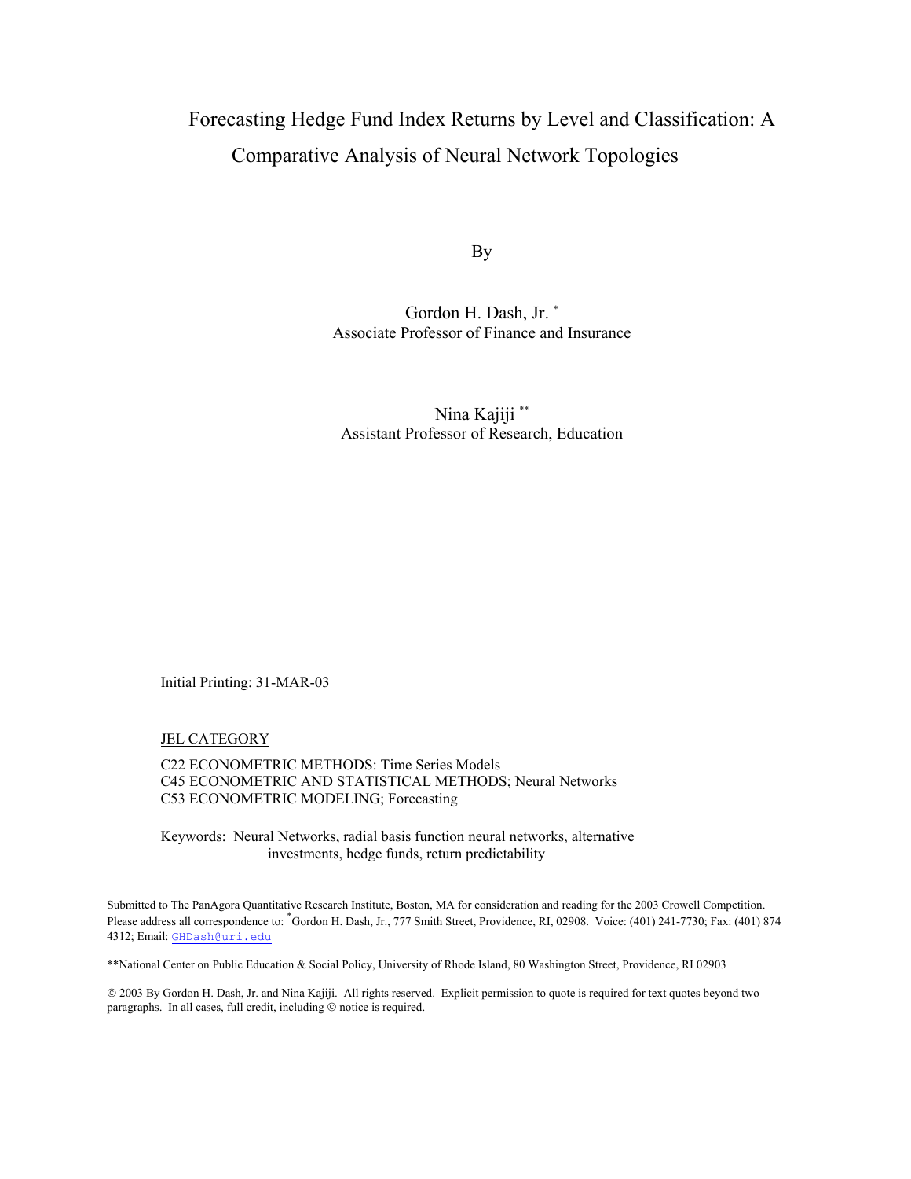# Forecasting Hedge Fund Index Returns by Level and Classification: A Comparative Analysis of Neural Network Topologies

By

Gordon H. Dash, Jr. *
Associate Professor of Finance and Insurance

Nina Kajiji **
Assistant Professor of Research, Education

Initial Printing: 31-MAR-03

JEL CATEGORY

C22 ECONOMETRIC METHODS: Time Series Models
C45 ECONOMETRIC AND STATISTICAL METHODS; Neural Networks
C53 ECONOMETRIC MODELING; Forecasting

Keywords: Neural Networks, radial basis function neural networks, alternative investments, hedge funds, return predictability

---

Submitted to The PanAgora Quantitative Research Institute, Boston, MA for consideration and reading for the 2003 Crowell Competition. Please address all correspondence to: *Gordon H. Dash, Jr., 777 Smith Street, Providence, RI, 02908. Voice: (401) 241-7730; Fax: (401) 874 4312; Email: GHDash@uri.edu

**National Center on Public Education & Social Policy, University of Rhode Island, 80 Washington Street, Providence, RI 02903

© 2003 By Gordon H. Dash, Jr. and Nina Kajiji. All rights reserved. Explicit permission to quote is required for text quotes beyond two paragraphs. In all cases, full credit, including © notice is required.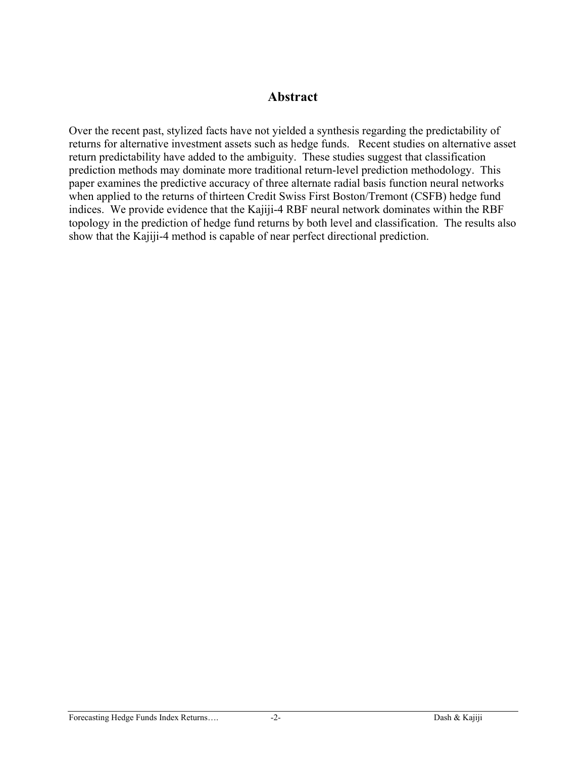## Abstract

Over the recent past, stylized facts have not yielded a synthesis regarding the predictability of returns for alternative investment assets such as hedge funds. Recent studies on alternative asset return predictability have added to the ambiguity. These studies suggest that classification prediction methods may dominate more traditional return-level prediction methodology. This paper examines the predictive accuracy of three alternate radial basis function neural networks when applied to the returns of thirteen Credit Swiss First Boston/Tremont (CSFB) hedge fund indices. We provide evidence that the Kajiji-4 RBF neural network dominates within the RBF topology in the prediction of hedge fund returns by both level and classification. The results also show that the Kajiji-4 method is capable of near perfect directional prediction.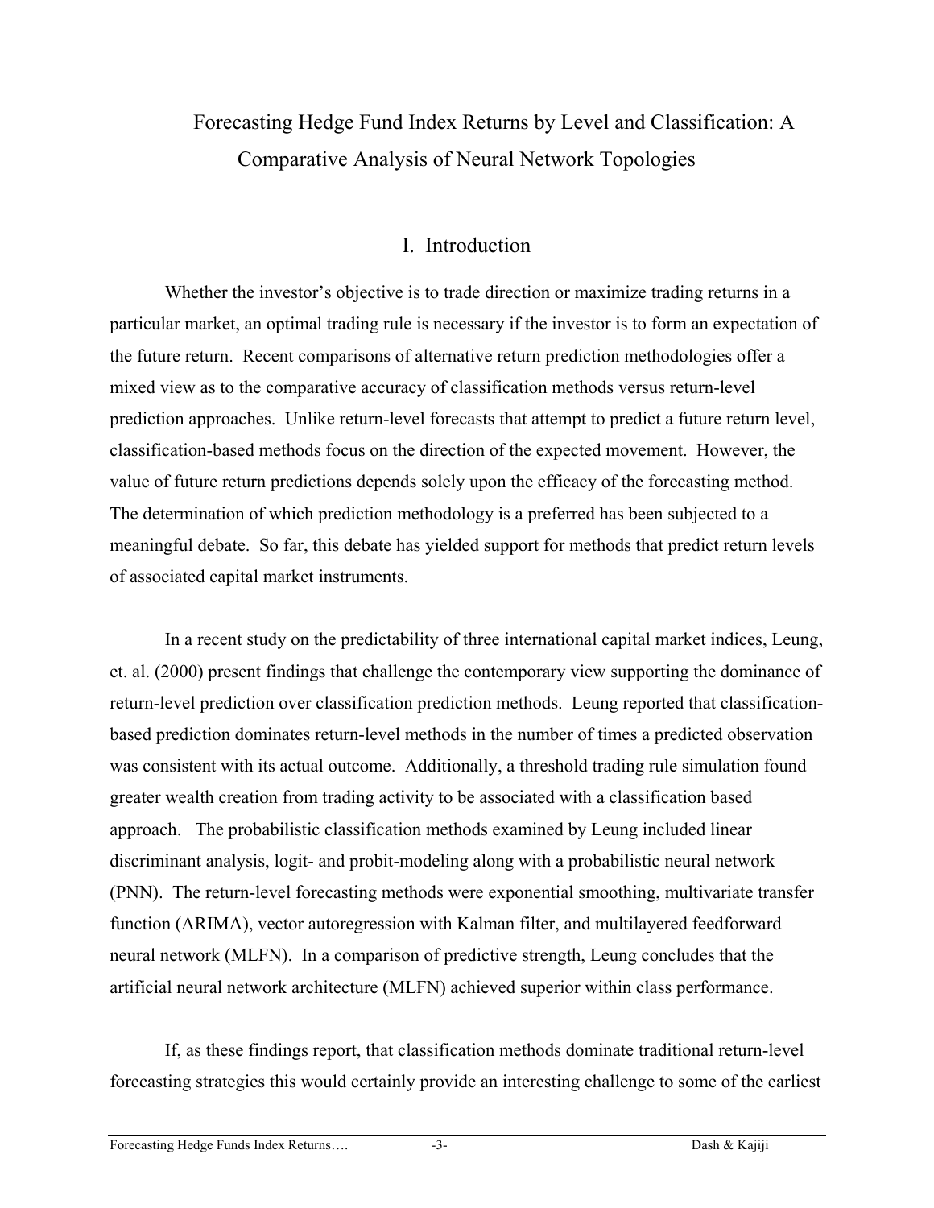# Forecasting Hedge Fund Index Returns by Level and Classification: A Comparative Analysis of Neural Network Topologies

## I. Introduction

Whether the investor's objective is to trade direction or maximize trading returns in a particular market, an optimal trading rule is necessary if the investor is to form an expectation of the future return. Recent comparisons of alternative return prediction methodologies offer a mixed view as to the comparative accuracy of classification methods versus return-level prediction approaches. Unlike return-level forecasts that attempt to predict a future return level, classification-based methods focus on the direction of the expected movement. However, the value of future return predictions depends solely upon the efficacy of the forecasting method. The determination of which prediction methodology is a preferred has been subjected to a meaningful debate. So far, this debate has yielded support for methods that predict return levels of associated capital market instruments.

In a recent study on the predictability of three international capital market indices, Leung, et. al. (2000) present findings that challenge the contemporary view supporting the dominance of return-level prediction over classification prediction methods. Leung reported that classification-based prediction dominates return-level methods in the number of times a predicted observation was consistent with its actual outcome. Additionally, a threshold trading rule simulation found greater wealth creation from trading activity to be associated with a classification based approach. The probabilistic classification methods examined by Leung included linear discriminant analysis, logit- and probit-modeling along with a probabilistic neural network (PNN). The return-level forecasting methods were exponential smoothing, multivariate transfer function (ARIMA), vector autoregression with Kalman filter, and multilayered feedforward neural network (MLFN). In a comparison of predictive strength, Leung concludes that the artificial neural network architecture (MLFN) achieved superior within class performance.

If, as these findings report, that classification methods dominate traditional return-level forecasting strategies this would certainly provide an interesting challenge to some of the earliest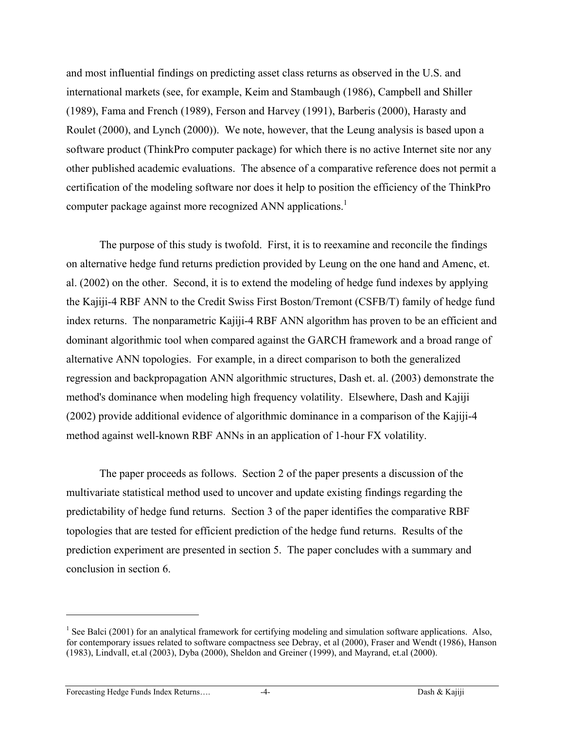and most influential findings on predicting asset class returns as observed in the U.S. and international markets (see, for example, Keim and Stambaugh (1986), Campbell and Shiller (1989), Fama and French (1989), Ferson and Harvey (1991), Barberis (2000), Harasty and Roulet (2000), and Lynch (2000)). We note, however, that the Leung analysis is based upon a software product (ThinkPro computer package) for which there is no active Internet site nor any other published academic evaluations. The absence of a comparative reference does not permit a certification of the modeling software nor does it help to position the efficiency of the ThinkPro computer package against more recognized ANN applications.[1]

The purpose of this study is twofold. First, it is to reexamine and reconcile the findings on alternative hedge fund returns prediction provided by Leung on the one hand and Amenc, et. al. (2002) on the other. Second, it is to extend the modeling of hedge fund indexes by applying the Kajiji-4 RBF ANN to the Credit Swiss First Boston/Tremont (CSFB/T) family of hedge fund index returns. The nonparametric Kajiji-4 RBF ANN algorithm has proven to be an efficient and dominant algorithmic tool when compared against the GARCH framework and a broad range of alternative ANN topologies. For example, in a direct comparison to both the generalized regression and backpropagation ANN algorithmic structures, Dash et. al. (2003) demonstrate the method's dominance when modeling high frequency volatility. Elsewhere, Dash and Kajiji (2002) provide additional evidence of algorithmic dominance in a comparison of the Kajiji-4 method against well-known RBF ANNs in an application of 1-hour FX volatility.

The paper proceeds as follows. Section 2 of the paper presents a discussion of the multivariate statistical method used to uncover and update existing findings regarding the predictability of hedge fund returns. Section 3 of the paper identifies the comparative RBF topologies that are tested for efficient prediction of the hedge fund returns. Results of the prediction experiment are presented in section 5. The paper concludes with a summary and conclusion in section 6.

---

[1] See Balci (2001) for an analytical framework for certifying modeling and simulation software applications. Also, for contemporary issues related to software compactness see Debray, et al (2000), Fraser and Wendt (1986), Hanson (1983), Lindvall, et.al (2003), Dyba (2000), Sheldon and Greiner (1999), and Mayrand, et.al (2000).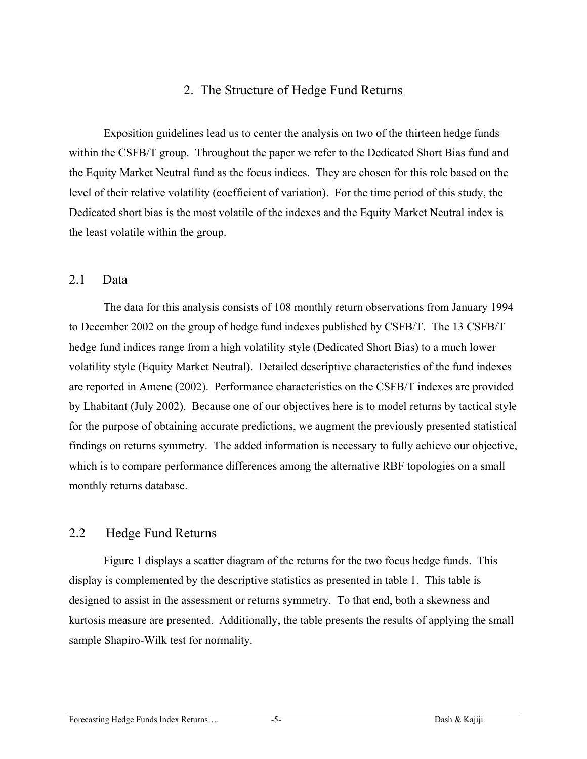# 2. The Structure of Hedge Fund Returns

Exposition guidelines lead us to center the analysis on two of the thirteen hedge funds within the CSFB/T group. Throughout the paper we refer to the Dedicated Short Bias fund and the Equity Market Neutral fund as the focus indices. They are chosen for this role based on the level of their relative volatility (coefficient of variation). For the time period of this study, the Dedicated short bias is the most volatile of the indexes and the Equity Market Neutral index is the least volatile within the group.

## 2.1 Data

The data for this analysis consists of 108 monthly return observations from January 1994 to December 2002 on the group of hedge fund indexes published by CSFB/T. The 13 CSFB/T hedge fund indices range from a high volatility style (Dedicated Short Bias) to a much lower volatility style (Equity Market Neutral). Detailed descriptive characteristics of the fund indexes are reported in Amenc (2002). Performance characteristics on the CSFB/T indexes are provided by Lhabitant (July 2002). Because one of our objectives here is to model returns by tactical style for the purpose of obtaining accurate predictions, we augment the previously presented statistical findings on returns symmetry. The added information is necessary to fully achieve our objective, which is to compare performance differences among the alternative RBF topologies on a small monthly returns database.

## 2.2 Hedge Fund Returns

Figure 1 displays a scatter diagram of the returns for the two focus hedge funds. This display is complemented by the descriptive statistics as presented in table 1. This table is designed to assist in the assessment or returns symmetry. To that end, both a skewness and kurtosis measure are presented. Additionally, the table presents the results of applying the small sample Shapiro-Wilk test for normality.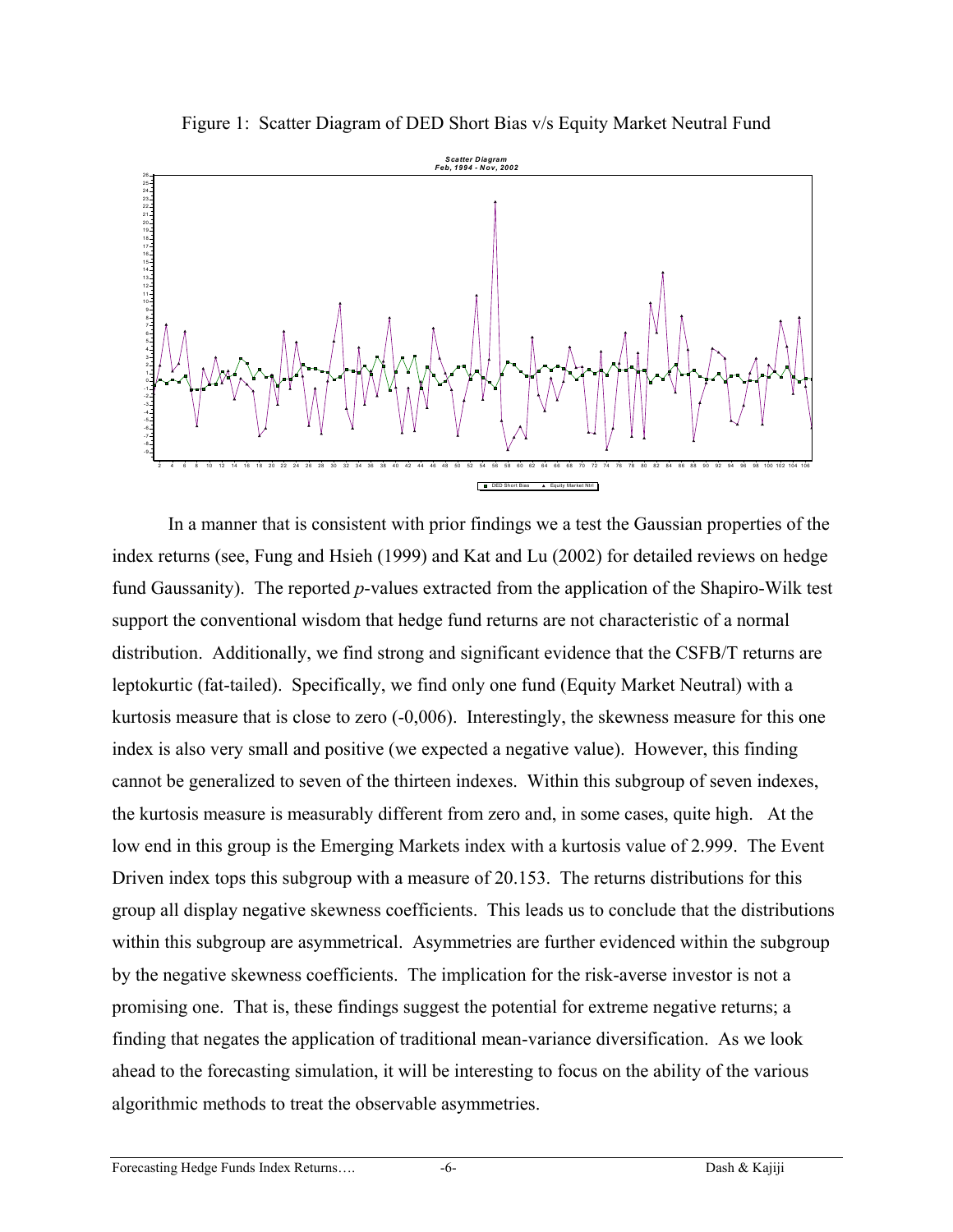Figure 1: Scatter Diagram of DED Short Bias v/s Equity Market Neutral Fund

In a manner that is consistent with prior findings we a test the Gaussian properties of the index returns (see, Fung and Hsieh (1999) and Kat and Lu (2002) for detailed reviews on hedge fund Gaussanity). The reported *p*-values extracted from the application of the Shapiro-Wilk test support the conventional wisdom that hedge fund returns are not characteristic of a normal distribution. Additionally, we find strong and significant evidence that the CSFB/T returns are leptokurtic (fat-tailed). Specifically, we find only one fund (Equity Market Neutral) with a kurtosis measure that is close to zero (-0,006). Interestingly, the skewness measure for this one index is also very small and positive (we expected a negative value). However, this finding cannot be generalized to seven of the thirteen indexes. Within this subgroup of seven indexes, the kurtosis measure is measurably different from zero and, in some cases, quite high. At the low end in this group is the Emerging Markets index with a kurtosis value of 2.999. The Event Driven index tops this subgroup with a measure of 20.153. The returns distributions for this group all display negative skewness coefficients. This leads us to conclude that the distributions within this subgroup are asymmetrical. Asymmetries are further evidenced within the subgroup by the negative skewness coefficients. The implication for the risk-averse investor is not a promising one. That is, these findings suggest the potential for extreme negative returns; a finding that negates the application of traditional mean-variance diversification. As we look ahead to the forecasting simulation, it will be interesting to focus on the ability of the various algorithmic methods to treat the observable asymmetries.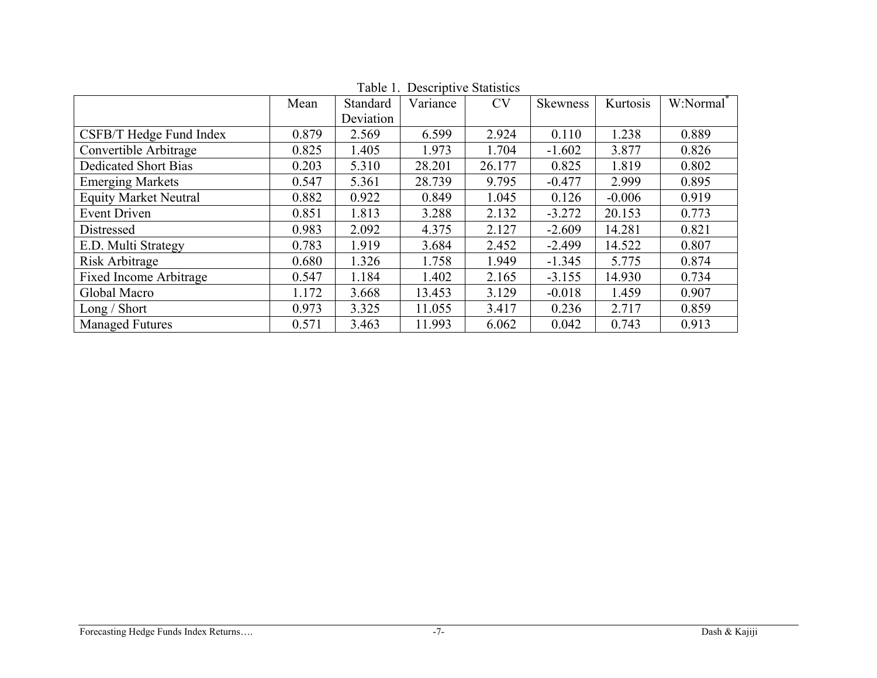Table 1. Descriptive Statistics

| | Mean | Standard Deviation | Variance | CV | Skewness | Kurtosis | W:Normal* |
|---|---|---|---|---|---|---|---|
| CSFB/T Hedge Fund Index | 0.879 | 2.569 | 6.599 | 2.924 | 0.110 | 1.238 | 0.889 |
| Convertible Arbitrage | 0.825 | 1.405 | 1.973 | 1.704 | -1.602 | 3.877 | 0.826 |
| Dedicated Short Bias | 0.203 | 5.310 | 28.201 | 26.177 | 0.825 | 1.819 | 0.802 |
| Emerging Markets | 0.547 | 5.361 | 28.739 | 9.795 | -0.477 | 2.999 | 0.895 |
| Equity Market Neutral | 0.882 | 0.922 | 0.849 | 1.045 | 0.126 | -0.006 | 0.919 |
| Event Driven | 0.851 | 1.813 | 3.288 | 2.132 | -3.272 | 20.153 | 0.773 |
| Distressed | 0.983 | 2.092 | 4.375 | 2.127 | -2.609 | 14.281 | 0.821 |
| E.D. Multi Strategy | 0.783 | 1.919 | 3.684 | 2.452 | -2.499 | 14.522 | 0.807 |
| Risk Arbitrage | 0.680 | 1.326 | 1.758 | 1.949 | -1.345 | 5.775 | 0.874 |
| Fixed Income Arbitrage | 0.547 | 1.184 | 1.402 | 2.165 | -3.155 | 14.930 | 0.734 |
| Global Macro | 1.172 | 3.668 | 13.453 | 3.129 | -0.018 | 1.459 | 0.907 |
| Long / Short | 0.973 | 3.325 | 11.055 | 3.417 | 0.236 | 2.717 | 0.859 |
| Managed Futures | 0.571 | 3.463 | 11.993 | 6.062 | 0.042 | 0.743 | 0.913 |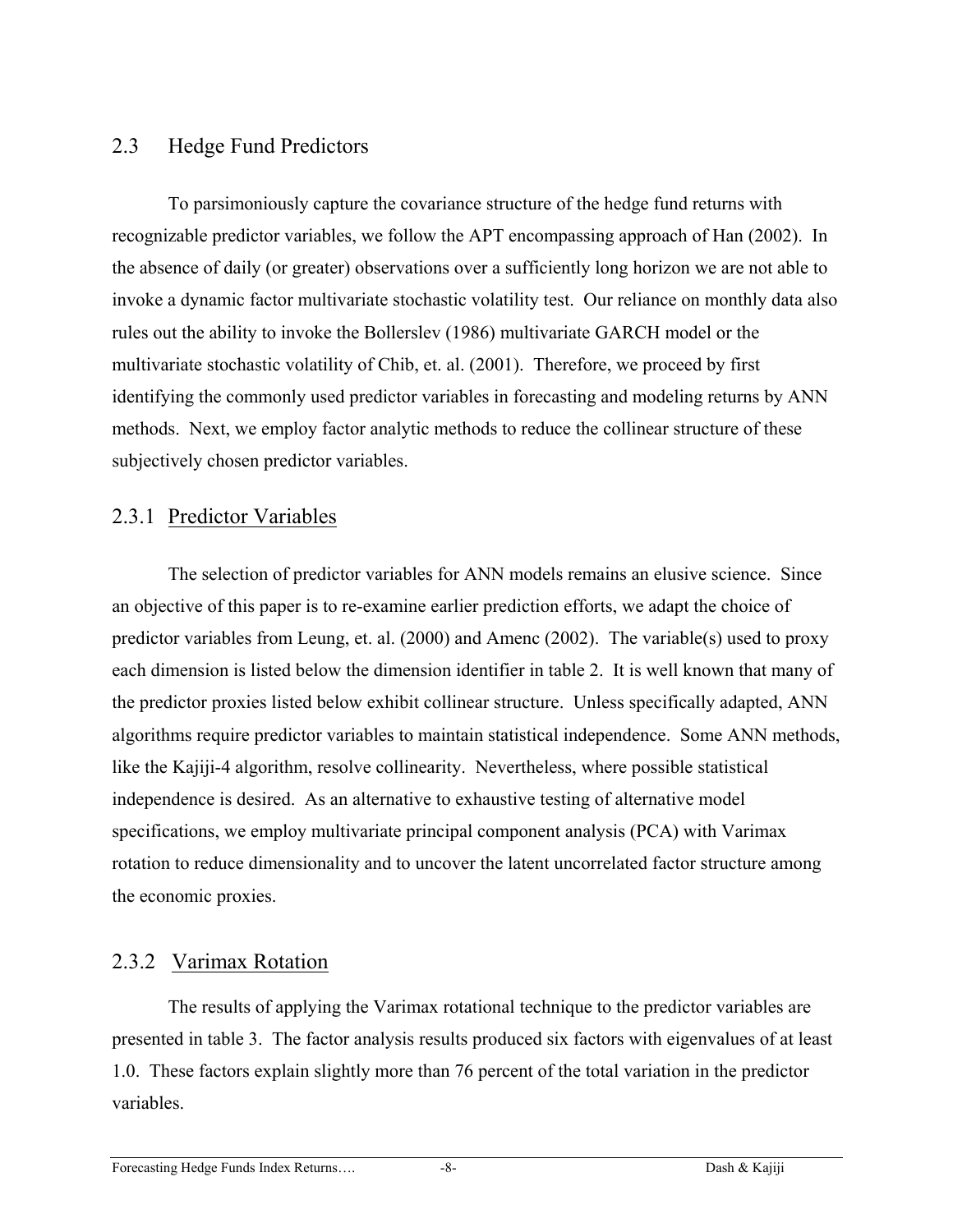## 2.3 Hedge Fund Predictors

To parsimoniously capture the covariance structure of the hedge fund returns with recognizable predictor variables, we follow the APT encompassing approach of Han (2002). In the absence of daily (or greater) observations over a sufficiently long horizon we are not able to invoke a dynamic factor multivariate stochastic volatility test. Our reliance on monthly data also rules out the ability to invoke the Bollerslev (1986) multivariate GARCH model or the multivariate stochastic volatility of Chib, et. al. (2001). Therefore, we proceed by first identifying the commonly used predictor variables in forecasting and modeling returns by ANN methods. Next, we employ factor analytic methods to reduce the collinear structure of these subjectively chosen predictor variables.

### 2.3.1 Predictor Variables

The selection of predictor variables for ANN models remains an elusive science. Since an objective of this paper is to re-examine earlier prediction efforts, we adapt the choice of predictor variables from Leung, et. al. (2000) and Amenc (2002). The variable(s) used to proxy each dimension is listed below the dimension identifier in table 2. It is well known that many of the predictor proxies listed below exhibit collinear structure. Unless specifically adapted, ANN algorithms require predictor variables to maintain statistical independence. Some ANN methods, like the Kajiji-4 algorithm, resolve collinearity. Nevertheless, where possible statistical independence is desired. As an alternative to exhaustive testing of alternative model specifications, we employ multivariate principal component analysis (PCA) with Varimax rotation to reduce dimensionality and to uncover the latent uncorrelated factor structure among the economic proxies.

### 2.3.2 Varimax Rotation

The results of applying the Varimax rotational technique to the predictor variables are presented in table 3. The factor analysis results produced six factors with eigenvalues of at least 1.0. These factors explain slightly more than 76 percent of the total variation in the predictor variables.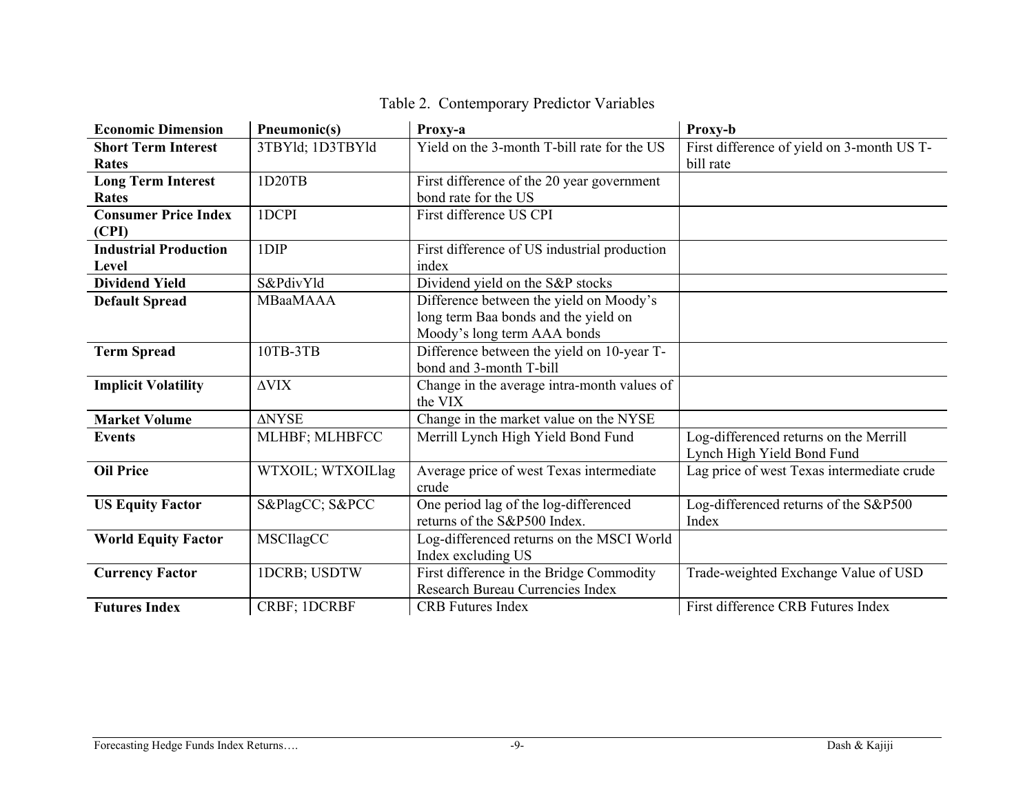Table 2. Contemporary Predictor Variables

| Economic Dimension | Pneumonic(s) | Proxy-a | Proxy-b |
|---|---|---|---|
| **Short Term Interest Rates** | 3TBYld; 1D3TBYld | Yield on the 3-month T-bill rate for the US | First difference of yield on 3-month US T-bill rate |
| **Long Term Interest Rates** | 1D20TB | First difference of the 20 year government bond rate for the US | |
| **Consumer Price Index (CPI)** | 1DCPI | First difference US CPI | |
| **Industrial Production Level** | 1DIP | First difference of US industrial production index | |
| **Dividend Yield** | S&PdivYld | Dividend yield on the S&P stocks | |
| **Default Spread** | MBaaMAAA | Difference between the yield on Moody's long term Baa bonds and the yield on Moody's long term AAA bonds | |
| **Term Spread** | 10TB-3TB | Difference between the yield on 10-year T-bond and 3-month T-bill | |
| **Implicit Volatility** | ΔVIX | Change in the average intra-month values of the VIX | |
| **Market Volume** | ΔNYSE | Change in the market value on the NYSE | |
| **Events** | MLHBF; MLHBFCC | Merrill Lynch High Yield Bond Fund | Log-differenced returns on the Merrill Lynch High Yield Bond Fund |
| **Oil Price** | WTXOIL; WTXOILlag | Average price of west Texas intermediate crude | Lag price of west Texas intermediate crude |
| **US Equity Factor** | S&PlagCC; S&PCC | One period lag of the log-differenced returns of the S&P500 Index. | Log-differenced returns of the S&P500 Index |
| **World Equity Factor** | MSCIlagCC | Log-differenced returns on the MSCI World Index excluding US | |
| **Currency Factor** | 1DCRB; USDTW | First difference in the Bridge Commodity Research Bureau Currencies Index | Trade-weighted Exchange Value of USD |
| **Futures Index** | CRBF; 1DCRBF | CRB Futures Index | First difference CRB Futures Index |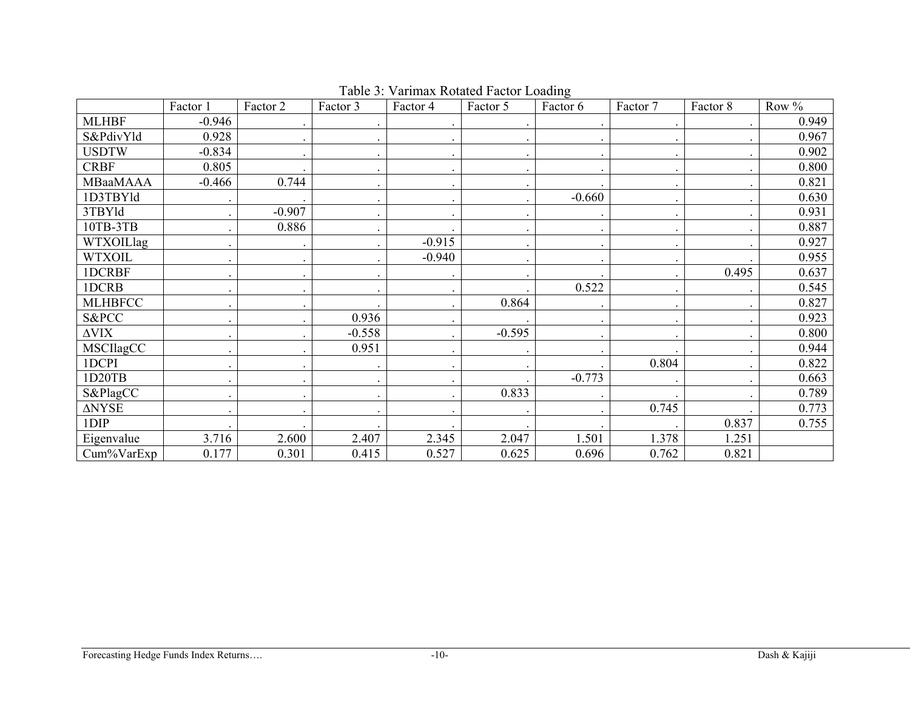Table 3: Varimax Rotated Factor Loading

| | Factor 1 | Factor 2 | Factor 3 | Factor 4 | Factor 5 | Factor 6 | Factor 7 | Factor 8 | Row % |
|---|---|---|---|---|---|---|---|---|---|
| MLHBF | -0.946 | . | . | . | . | . | . | . | 0.949 |
| S&PdivYld | 0.928 | . | . | . | . | . | . | . | 0.967 |
| USDTW | -0.834 | . | . | . | . | . | . | . | 0.902 |
| CRBF | 0.805 | . | . | . | . | . | . | . | 0.800 |
| MBaaMAAA | -0.466 | 0.744 | . | . | . | . | . | . | 0.821 |
| 1D3TBYld | . | . | . | . | . | -0.660 | . | . | 0.630 |
| 3TBYld | . | -0.907 | . | . | . | . | . | . | 0.931 |
| 10TB-3TB | . | 0.886 | . | . | . | . | . | . | 0.887 |
| WTXOILlag | . | . | . | -0.915 | . | . | . | . | 0.927 |
| WTXOIL | . | . | . | -0.940 | . | . | . | . | 0.955 |
| 1DCRBF | . | . | . | . | . | . | . | 0.495 | 0.637 |
| 1DCRB | . | . | . | . | . | 0.522 | . | . | 0.545 |
| MLHBFCC | . | . | . | . | 0.864 | . | . | . | 0.827 |
| S&PCC | . | . | 0.936 | . | . | . | . | . | 0.923 |
| ΔVIX | . | . | -0.558 | . | -0.595 | . | . | . | 0.800 |
| MSCIlagCC | . | . | 0.951 | . | . | . | . | . | 0.944 |
| 1DCPI | . | . | . | . | . | . | 0.804 | . | 0.822 |
| 1D20TB | . | . | . | . | . | -0.773 | . | . | 0.663 |
| S&PlagCC | . | . | . | . | 0.833 | . | . | . | 0.789 |
| ΔNYSE | . | . | . | . | . | . | 0.745 | . | 0.773 |
| 1DIP | . | . | . | . | . | . | . | 0.837 | 0.755 |
| Eigenvalue | 3.716 | 2.600 | 2.407 | 2.345 | 2.047 | 1.501 | 1.378 | 1.251 | |
| Cum%VarExp | 0.177 | 0.301 | 0.415 | 0.527 | 0.625 | 0.696 | 0.762 | 0.821 | |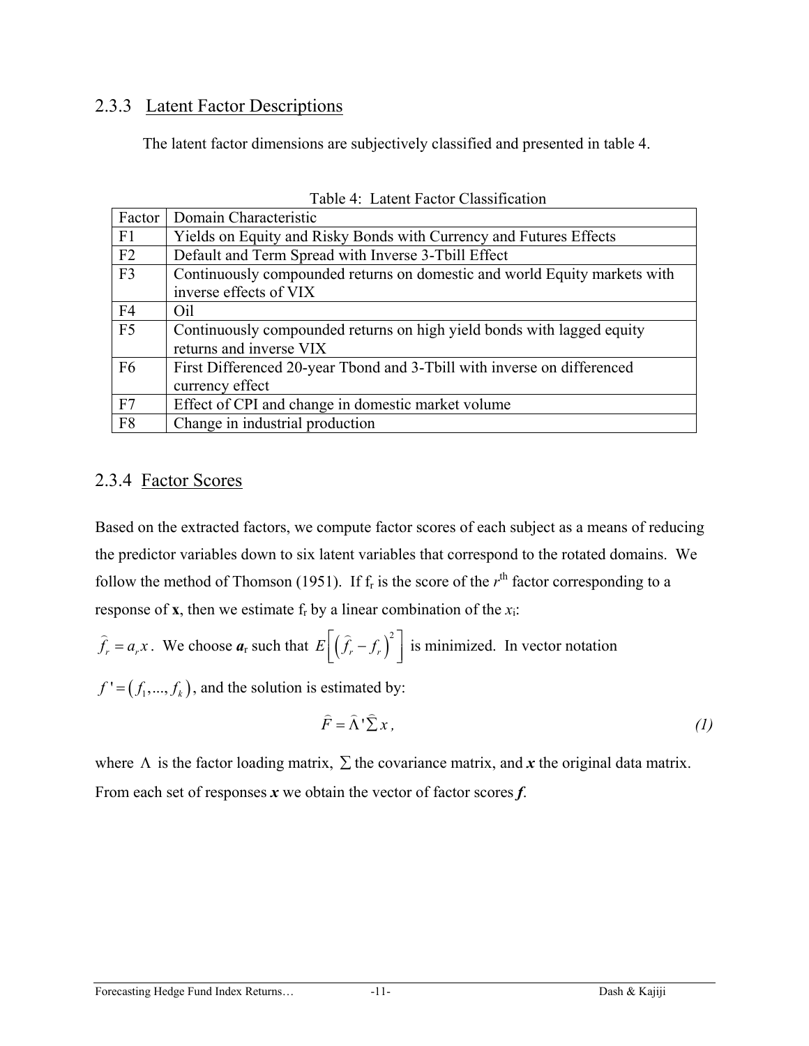### 2.3.3 Latent Factor Descriptions

The latent factor dimensions are subjectively classified and presented in table 4.

Table 4: Latent Factor Classification

| Factor | Domain Characteristic |
|---|---|
| F1 | Yields on Equity and Risky Bonds with Currency and Futures Effects |
| F2 | Default and Term Spread with Inverse 3-Tbill Effect |
| F3 | Continuously compounded returns on domestic and world Equity markets with inverse effects of VIX |
| F4 | Oil |
| F5 | Continuously compounded returns on high yield bonds with lagged equity returns and inverse VIX |
| F6 | First Differenced 20-year Tbond and 3-Tbill with inverse on differenced currency effect |
| F7 | Effect of CPI and change in domestic market volume |
| F8 | Change in industrial production |

### 2.3.4 Factor Scores

Based on the extracted factors, we compute factor scores of each subject as a means of reducing the predictor variables down to six latent variables that correspond to the rotated domains. We follow the method of Thomson (1951). If $f_r$ is the score of the $r^{th}$ factor corresponding to a response of **x**, then we estimate $f_r$ by a linear combination of the $x_i$:

$\hat{f}_r = a_r x$. We choose $\boldsymbol{a}_r$ such that $E\left[\left(\hat{f}_r - f_r\right)^2\right]$ is minimized. In vector notation

$f' = \left(f_1, ..., f_k\right)$, and the solution is estimated by:

$$\hat{F} = \hat{\Lambda}'\hat{\Sigma} x, \tag{1}$$

where $\Lambda$ is the factor loading matrix, $\Sigma$ the covariance matrix, and $\boldsymbol{x}$ the original data matrix. From each set of responses $\boldsymbol{x}$ we obtain the vector of factor scores $\boldsymbol{f}$.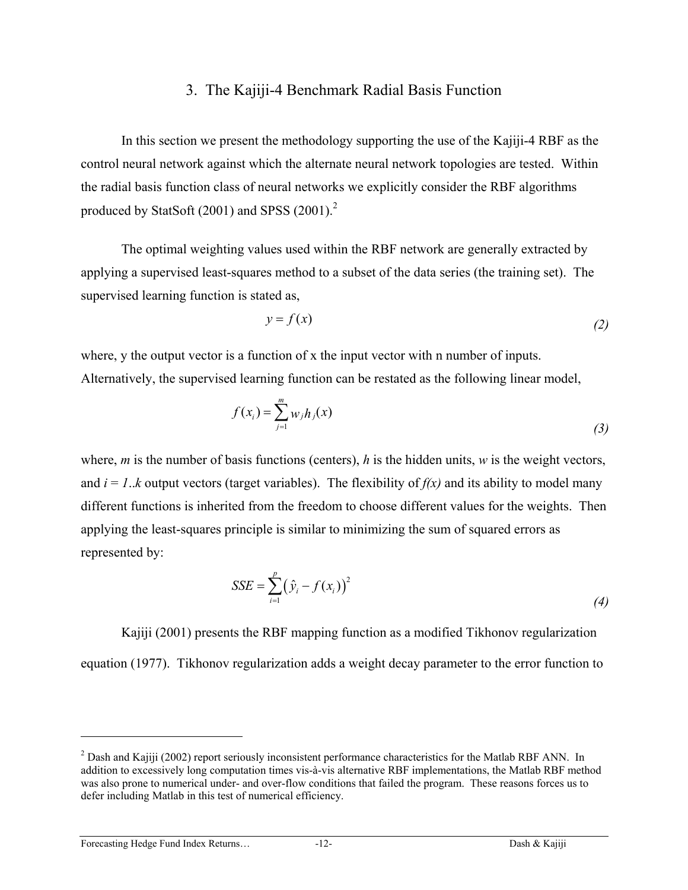## 3. The Kajiji-4 Benchmark Radial Basis Function

In this section we present the methodology supporting the use of the Kajiji-4 RBF as the control neural network against which the alternate neural network topologies are tested. Within the radial basis function class of neural networks we explicitly consider the RBF algorithms produced by StatSoft (2001) and SPSS (2001).[2]

The optimal weighting values used within the RBF network are generally extracted by applying a supervised least-squares method to a subset of the data series (the training set). The supervised learning function is stated as,

$$y = f(x) \tag{2}$$

where, y the output vector is a function of x the input vector with n number of inputs. Alternatively, the supervised learning function can be restated as the following linear model,

$$f(x_i) = \sum_{j=1}^{m} w_j h_j(x) \tag{3}$$

where, *m* is the number of basis functions (centers), *h* is the hidden units, *w* is the weight vectors, and *i = 1..k* output vectors (target variables). The flexibility of *f(x)* and its ability to model many different functions is inherited from the freedom to choose different values for the weights. Then applying the least-squares principle is similar to minimizing the sum of squared errors as represented by:

$$SSE = \sum_{i=1}^{p} \left(\hat{y}_i - f(x_i)\right)^2 \tag{4}$$

Kajiji (2001) presents the RBF mapping function as a modified Tikhonov regularization equation (1977). Tikhonov regularization adds a weight decay parameter to the error function to

---

[2] Dash and Kajiji (2002) report seriously inconsistent performance characteristics for the Matlab RBF ANN. In addition to excessively long computation times vis-à-vis alternative RBF implementations, the Matlab RBF method was also prone to numerical under- and over-flow conditions that failed the program. These reasons forces us to defer including Matlab in this test of numerical efficiency.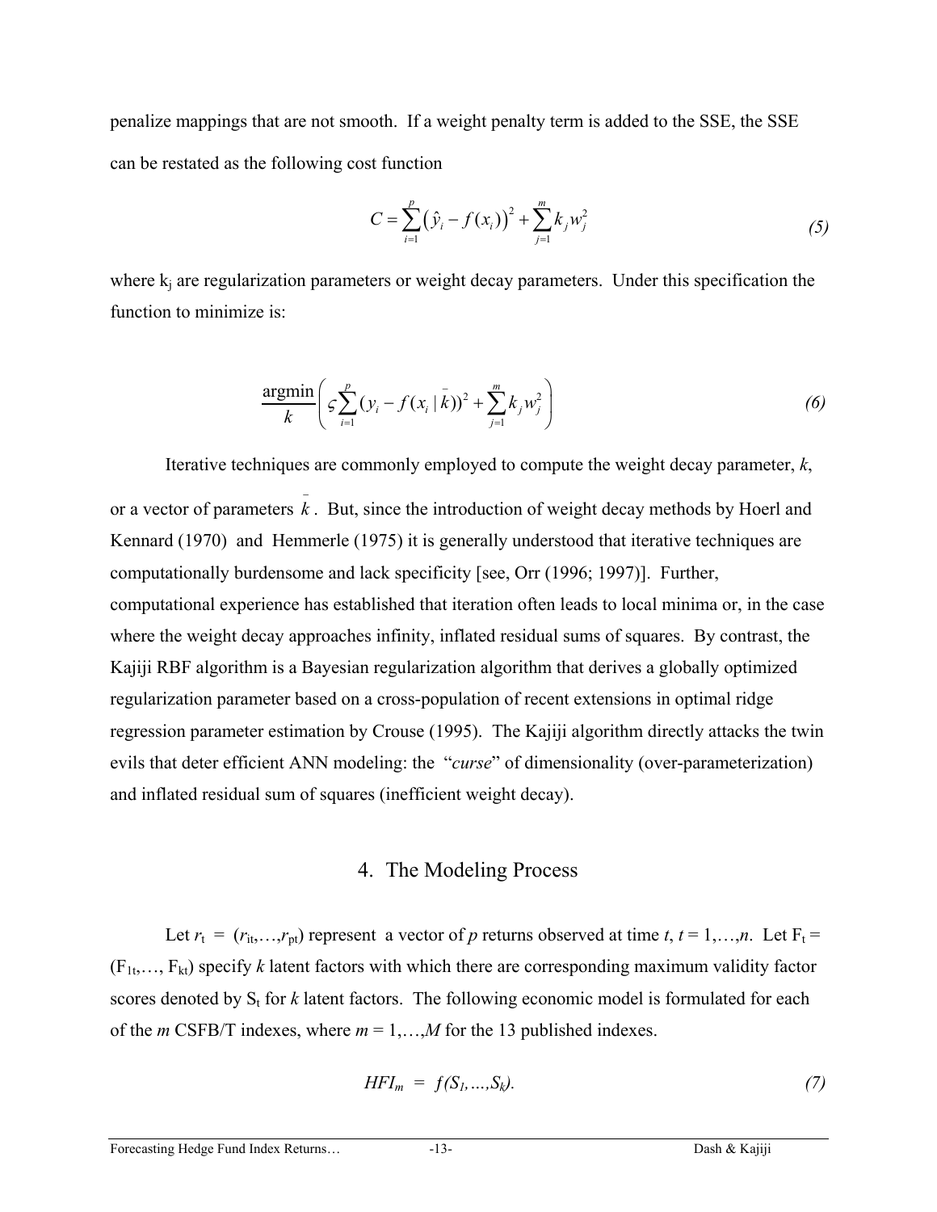penalize mappings that are not smooth. If a weight penalty term is added to the SSE, the SSE can be restated as the following cost function

$$C = \sum_{i=1}^{p} \left( \hat{y}_i - f(x_i) \right)^2 + \sum_{j=1}^{m} k_j w_j^2 \tag{5}$$

where $k_j$ are regularization parameters or weight decay parameters. Under this specification the function to minimize is:

$$\frac{\text{argmin}}{k} \left( \varsigma \sum_{i=1}^{p} (y_i - f(x_i \mid \bar{k}))^2 + \sum_{j=1}^{m} k_j w_j^2 \right) \tag{6}$$

Iterative techniques are commonly employed to compute the weight decay parameter, *k*, or a vector of parameters $\bar{k}$. But, since the introduction of weight decay methods by Hoerl and Kennard (1970) and Hemmerle (1975) it is generally understood that iterative techniques are computationally burdensome and lack specificity [see, Orr (1996; 1997)]. Further, computational experience has established that iteration often leads to local minima or, in the case where the weight decay approaches infinity, inflated residual sums of squares. By contrast, the Kajiji RBF algorithm is a Bayesian regularization algorithm that derives a globally optimized regularization parameter based on a cross-population of recent extensions in optimal ridge regression parameter estimation by Crouse (1995). The Kajiji algorithm directly attacks the twin evils that deter efficient ANN modeling: the "*curse*" of dimensionality (over-parameterization) and inflated residual sum of squares (inefficient weight decay).

## 4. The Modeling Process

Let $r_t = (r_{it},\ldots,r_{pt})$ represent a vector of *p* returns observed at time *t*, $t = 1,\ldots,n$. Let $F_t = (F_{1t},\ldots, F_{kt})$ specify *k* latent factors with which there are corresponding maximum validity factor scores denoted by $S_t$ for *k* latent factors. The following economic model is formulated for each of the *m* CSFB/T indexes, where $m = 1,\ldots,M$ for the 13 published indexes.

$$HFI_m = f(S_1,\ldots,S_k). \tag{7}$$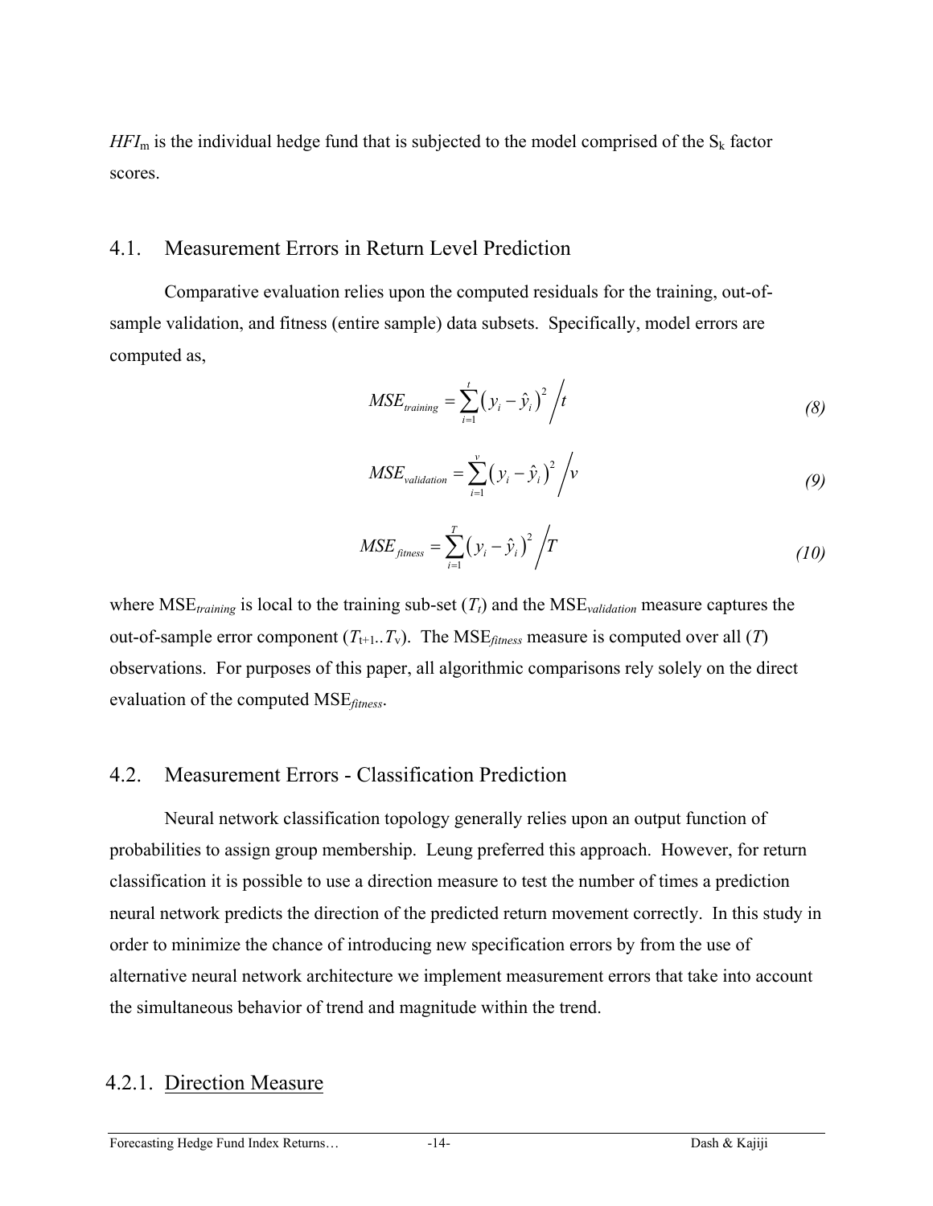$HFI_m$ is the individual hedge fund that is subjected to the model comprised of the $S_k$ factor scores.

## 4.1. Measurement Errors in Return Level Prediction

Comparative evaluation relies upon the computed residuals for the training, out-of-sample validation, and fitness (entire sample) data subsets. Specifically, model errors are computed as,

$$MSE_{training} = \sum_{i=1}^{t} \left( y_i - \hat{y}_i \right)^2 \Big/ t \tag{8}$$

$$MSE_{validation} = \sum_{i=1}^{v} \left( y_i - \hat{y}_i \right)^2 \Big/ v \tag{9}$$

$$MSE_{fitness} = \sum_{i=1}^{T} \left( y_i - \hat{y}_i \right)^2 \Big/ T \tag{10}$$

where $MSE_{training}$ is local to the training sub-set ($T_t$) and the $MSE_{validation}$ measure captures the out-of-sample error component ($T_{t+1}..T_v$). The $MSE_{fitness}$ measure is computed over all ($T$) observations. For purposes of this paper, all algorithmic comparisons rely solely on the direct evaluation of the computed $MSE_{fitness}$.

## 4.2. Measurement Errors - Classification Prediction

Neural network classification topology generally relies upon an output function of probabilities to assign group membership. Leung preferred this approach. However, for return classification it is possible to use a direction measure to test the number of times a prediction neural network predicts the direction of the predicted return movement correctly. In this study in order to minimize the chance of introducing new specification errors by from the use of alternative neural network architecture we implement measurement errors that take into account the simultaneous behavior of trend and magnitude within the trend.

### 4.2.1. Direction Measure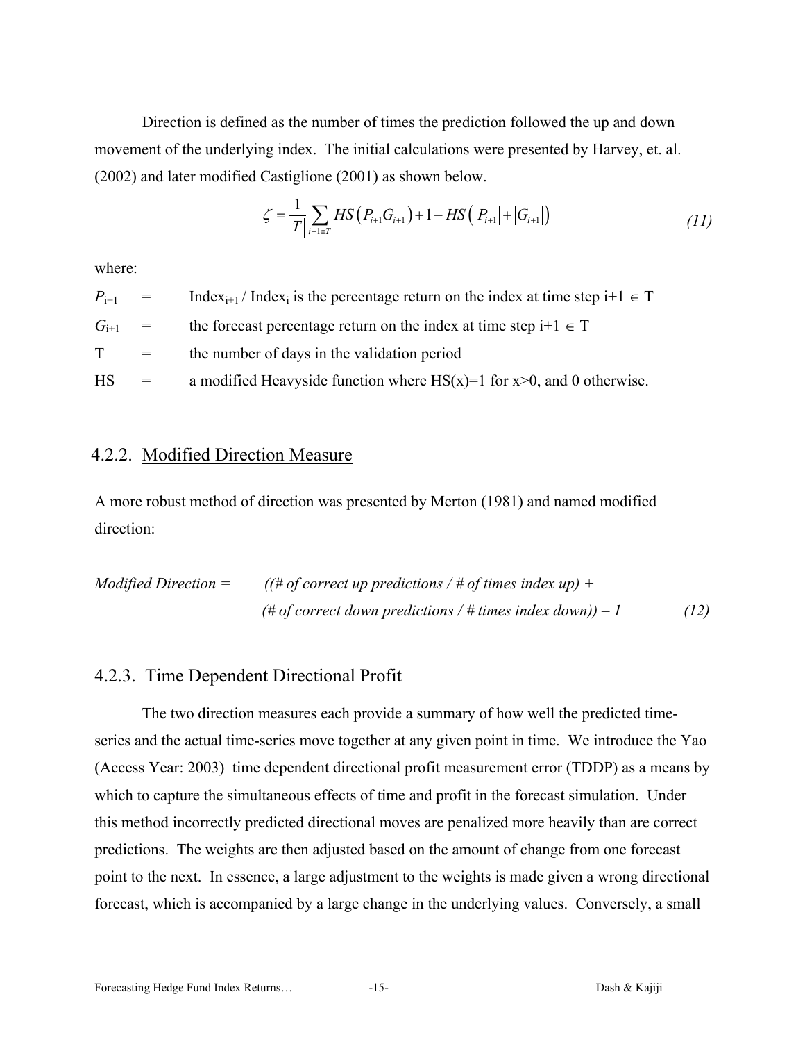Direction is defined as the number of times the prediction followed the up and down movement of the underlying index. The initial calculations were presented by Harvey, et. al. (2002) and later modified Castiglione (2001) as shown below.

$$\zeta = \frac{1}{|T|} \sum_{i+1 \in T} HS\left(P_{i+1} G_{i+1}\right) + 1 - HS\left(\left|P_{i+1}\right| + \left|G_{i+1}\right|\right) \tag{11}$$

where:

| | | |
|---|---|---|
| $P_{i+1}$ | = | $\text{Index}_{i+1}$ / $\text{Index}_i$ is the percentage return on the index at time step $i+1 \in T$ |
| $G_{i+1}$ | = | the forecast percentage return on the index at time step $i+1 \in T$ |
| T | = | the number of days in the validation period |
| HS | = | a modified Heavyside function where HS(x)=1 for x>0, and 0 otherwise. |

### 4.2.2. Modified Direction Measure

A more robust method of direction was presented by Merton (1981) and named modified direction:

*Modified Direction* = *((# of correct up predictions / # of times index up) + (# of correct down predictions / # times index down)) – 1* (12)

### 4.2.3. Time Dependent Directional Profit

The two direction measures each provide a summary of how well the predicted time-series and the actual time-series move together at any given point in time. We introduce the Yao (Access Year: 2003) time dependent directional profit measurement error (TDDP) as a means by which to capture the simultaneous effects of time and profit in the forecast simulation. Under this method incorrectly predicted directional moves are penalized more heavily than are correct predictions. The weights are then adjusted based on the amount of change from one forecast point to the next. In essence, a large adjustment to the weights is made given a wrong directional forecast, which is accompanied by a large change in the underlying values. Conversely, a small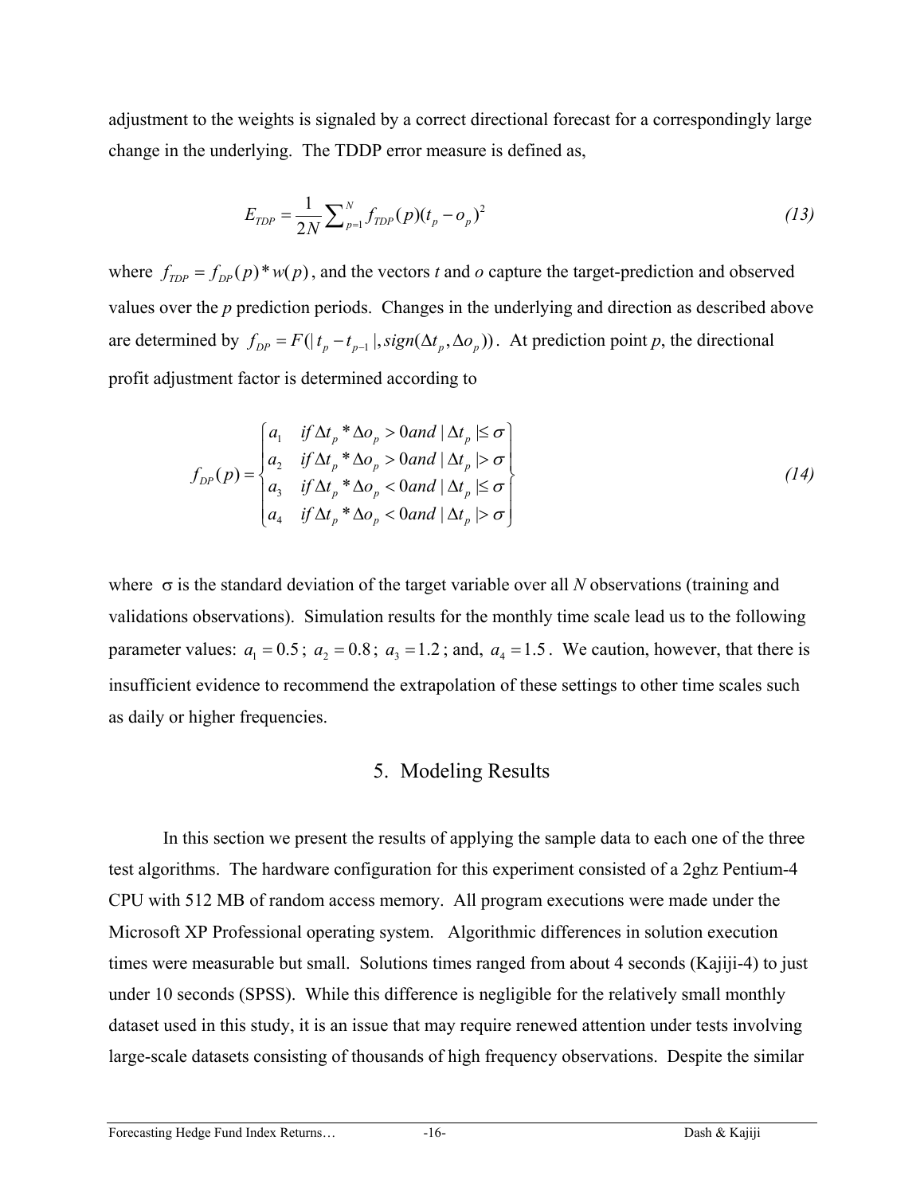adjustment to the weights is signaled by a correct directional forecast for a correspondingly large change in the underlying. The TDDP error measure is defined as,

$$E_{TDP} = \frac{1}{2N} \sum_{p=1}^{N} f_{TDP}(p)(t_p - o_p)^2 \tag{13}$$

where $f_{TDP} = f_{DP}(p) * w(p)$, and the vectors *t* and *o* capture the target-prediction and observed values over the *p* prediction periods. Changes in the underlying and direction as described above are determined by $f_{DP} = F(|t_p - t_{p-1}|, sign(\Delta t_p, \Delta o_p))$. At prediction point *p*, the directional profit adjustment factor is determined according to

$$f_{DP}(p) = \begin{cases} a_1 & if\, \Delta t_p * \Delta o_p > 0 and\, |\Delta t_p| \leq \sigma \\ a_2 & if\, \Delta t_p * \Delta o_p > 0 and\, |\Delta t_p| > \sigma \\ a_3 & if\, \Delta t_p * \Delta o_p < 0 and\, |\Delta t_p| \leq \sigma \\ a_4 & if\, \Delta t_p * \Delta o_p < 0 and\, |\Delta t_p| > \sigma \end{cases} \tag{14}$$

where $\sigma$ is the standard deviation of the target variable over all *N* observations (training and validations observations). Simulation results for the monthly time scale lead us to the following parameter values: $a_1 = 0.5$; $a_2 = 0.8$; $a_3 = 1.2$; and, $a_4 = 1.5$. We caution, however, that there is insufficient evidence to recommend the extrapolation of these settings to other time scales such as daily or higher frequencies.

## 5. Modeling Results

In this section we present the results of applying the sample data to each one of the three test algorithms. The hardware configuration for this experiment consisted of a 2ghz Pentium-4 CPU with 512 MB of random access memory. All program executions were made under the Microsoft XP Professional operating system. Algorithmic differences in solution execution times were measurable but small. Solutions times ranged from about 4 seconds (Kajiji-4) to just under 10 seconds (SPSS). While this difference is negligible for the relatively small monthly dataset used in this study, it is an issue that may require renewed attention under tests involving large-scale datasets consisting of thousands of high frequency observations. Despite the similar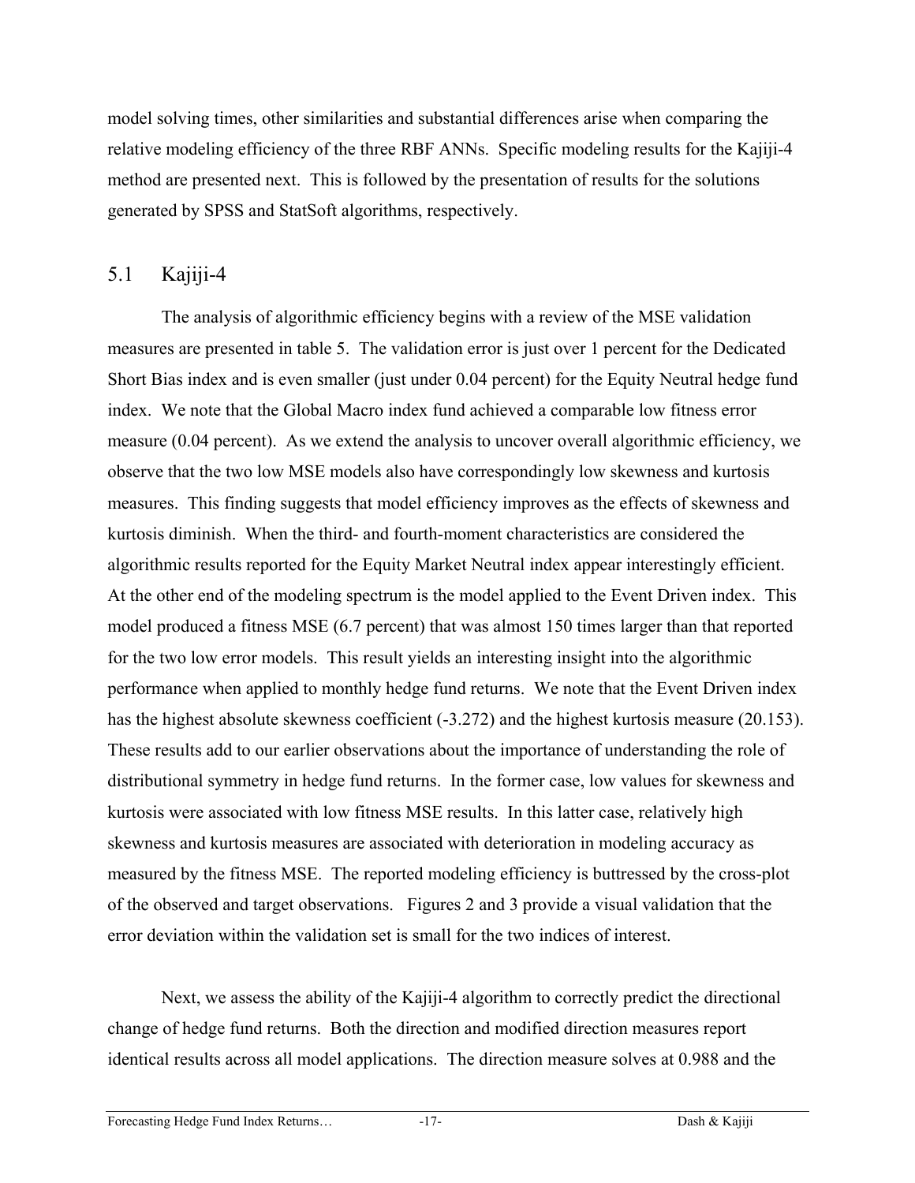model solving times, other similarities and substantial differences arise when comparing the relative modeling efficiency of the three RBF ANNs. Specific modeling results for the Kajiji-4 method are presented next. This is followed by the presentation of results for the solutions generated by SPSS and StatSoft algorithms, respectively.

## 5.1 Kajiji-4

The analysis of algorithmic efficiency begins with a review of the MSE validation measures are presented in table 5. The validation error is just over 1 percent for the Dedicated Short Bias index and is even smaller (just under 0.04 percent) for the Equity Neutral hedge fund index. We note that the Global Macro index fund achieved a comparable low fitness error measure (0.04 percent). As we extend the analysis to uncover overall algorithmic efficiency, we observe that the two low MSE models also have correspondingly low skewness and kurtosis measures. This finding suggests that model efficiency improves as the effects of skewness and kurtosis diminish. When the third- and fourth-moment characteristics are considered the algorithmic results reported for the Equity Market Neutral index appear interestingly efficient. At the other end of the modeling spectrum is the model applied to the Event Driven index. This model produced a fitness MSE (6.7 percent) that was almost 150 times larger than that reported for the two low error models. This result yields an interesting insight into the algorithmic performance when applied to monthly hedge fund returns. We note that the Event Driven index has the highest absolute skewness coefficient (-3.272) and the highest kurtosis measure (20.153). These results add to our earlier observations about the importance of understanding the role of distributional symmetry in hedge fund returns. In the former case, low values for skewness and kurtosis were associated with low fitness MSE results. In this latter case, relatively high skewness and kurtosis measures are associated with deterioration in modeling accuracy as measured by the fitness MSE. The reported modeling efficiency is buttressed by the cross-plot of the observed and target observations. Figures 2 and 3 provide a visual validation that the error deviation within the validation set is small for the two indices of interest.

Next, we assess the ability of the Kajiji-4 algorithm to correctly predict the directional change of hedge fund returns. Both the direction and modified direction measures report identical results across all model applications. The direction measure solves at 0.988 and the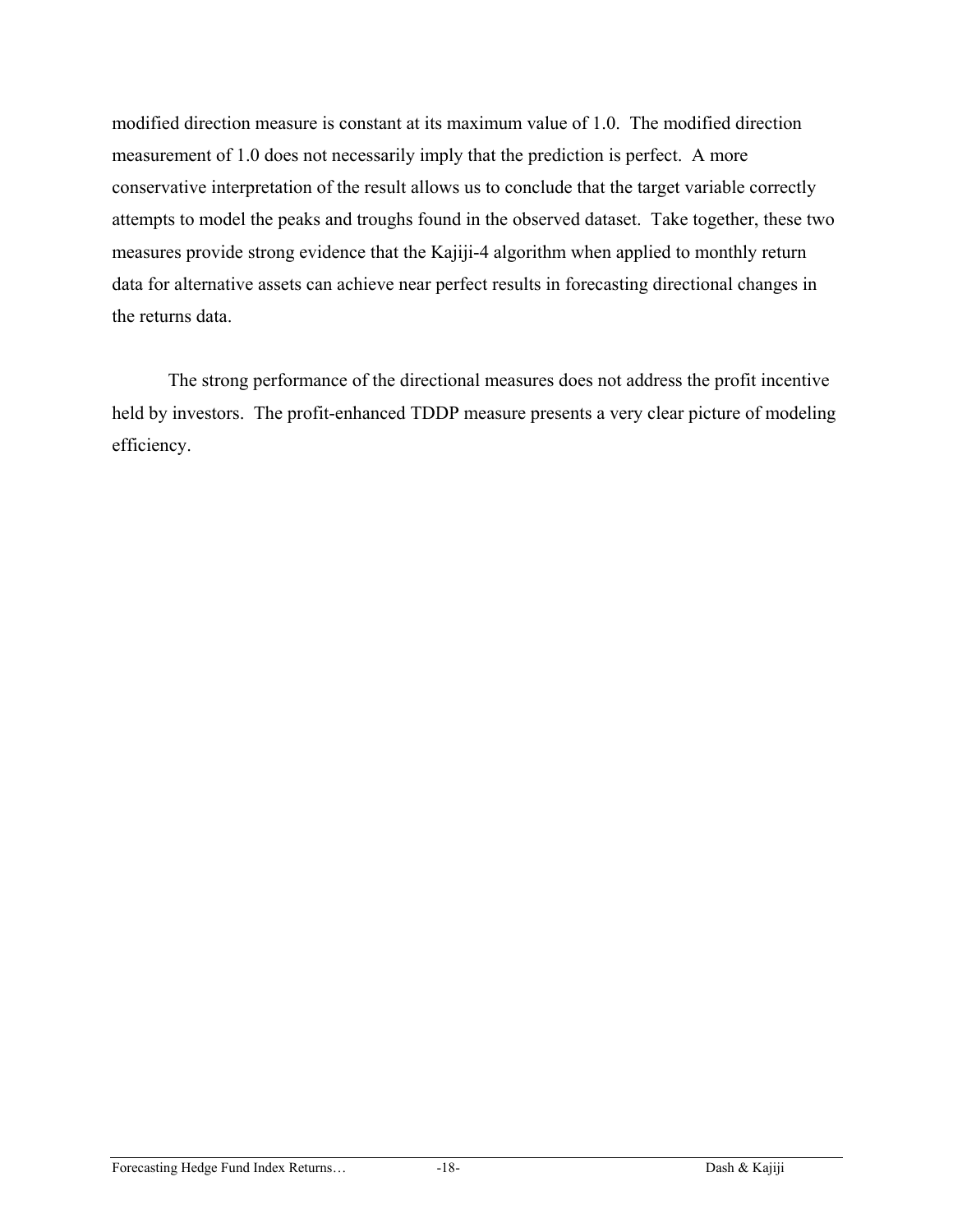modified direction measure is constant at its maximum value of 1.0. The modified direction measurement of 1.0 does not necessarily imply that the prediction is perfect. A more conservative interpretation of the result allows us to conclude that the target variable correctly attempts to model the peaks and troughs found in the observed dataset. Take together, these two measures provide strong evidence that the Kajiji-4 algorithm when applied to monthly return data for alternative assets can achieve near perfect results in forecasting directional changes in the returns data.

The strong performance of the directional measures does not address the profit incentive held by investors. The profit-enhanced TDDP measure presents a very clear picture of modeling efficiency.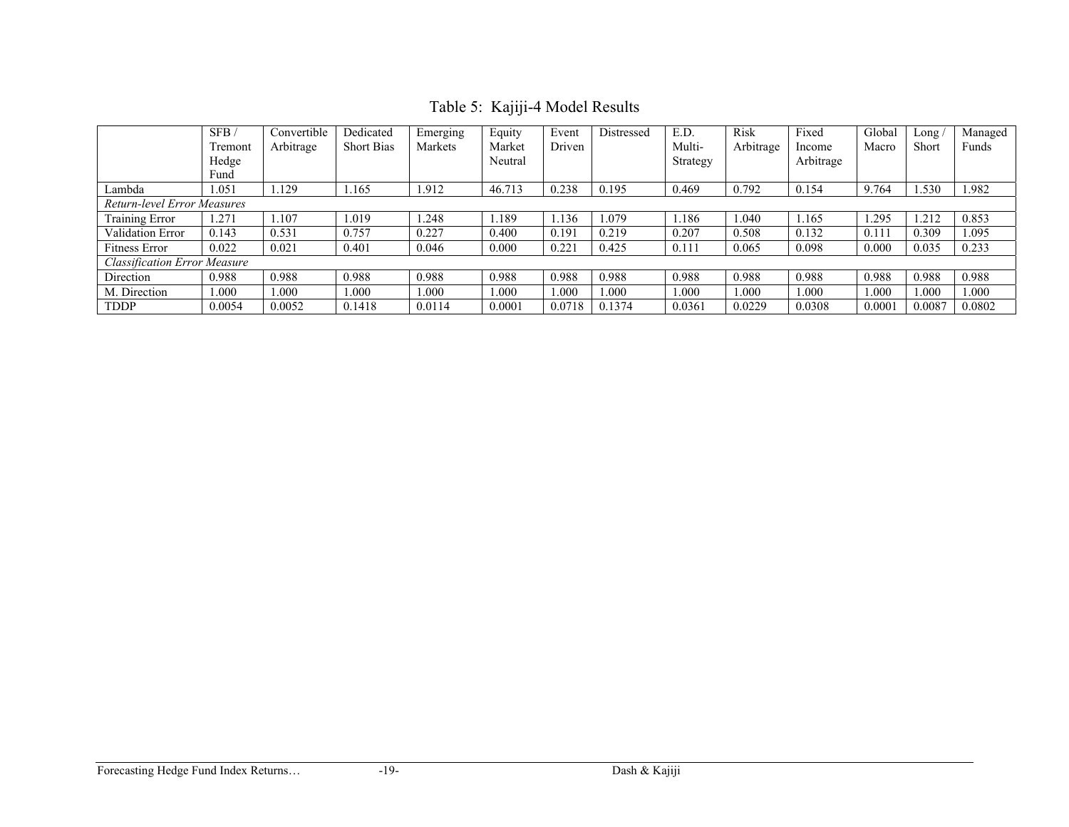Table 5: Kajiji-4 Model Results

| | SFB / Tremont Hedge Fund | Convertible Arbitrage | Dedicated Short Bias | Emerging Markets | Equity Market Neutral | Event Driven | Distressed | E.D. Multi-Strategy | Risk Arbitrage | Fixed Income Arbitrage | Global Macro | Long / Short | Managed Funds |
|---|---|---|---|---|---|---|---|---|---|---|---|---|---|
| Lambda | 1.051 | 1.129 | 1.165 | 1.912 | 46.713 | 0.238 | 0.195 | 0.469 | 0.792 | 0.154 | 9.764 | 1.530 | 1.982 |
| *Return-level Error Measures* | | | | | | | | | | | | | |
| Training Error | 1.271 | 1.107 | 1.019 | 1.248 | 1.189 | 1.136 | 1.079 | 1.186 | 1.040 | 1.165 | 1.295 | 1.212 | 0.853 |
| Validation Error | 0.143 | 0.531 | 0.757 | 0.227 | 0.400 | 0.191 | 0.219 | 0.207 | 0.508 | 0.132 | 0.111 | 0.309 | 1.095 |
| Fitness Error | 0.022 | 0.021 | 0.401 | 0.046 | 0.000 | 0.221 | 0.425 | 0.111 | 0.065 | 0.098 | 0.000 | 0.035 | 0.233 |
| *Classification Error Measure* | | | | | | | | | | | | | |
| Direction | 0.988 | 0.988 | 0.988 | 0.988 | 0.988 | 0.988 | 0.988 | 0.988 | 0.988 | 0.988 | 0.988 | 0.988 | 0.988 |
| M. Direction | 1.000 | 1.000 | 1.000 | 1.000 | 1.000 | 1.000 | 1.000 | 1.000 | 1.000 | 1.000 | 1.000 | 1.000 | 1.000 |
| TDDP | 0.0054 | 0.0052 | 0.1418 | 0.0114 | 0.0001 | 0.0718 | 0.1374 | 0.0361 | 0.0229 | 0.0308 | 0.0001 | 0.0087 | 0.0802 |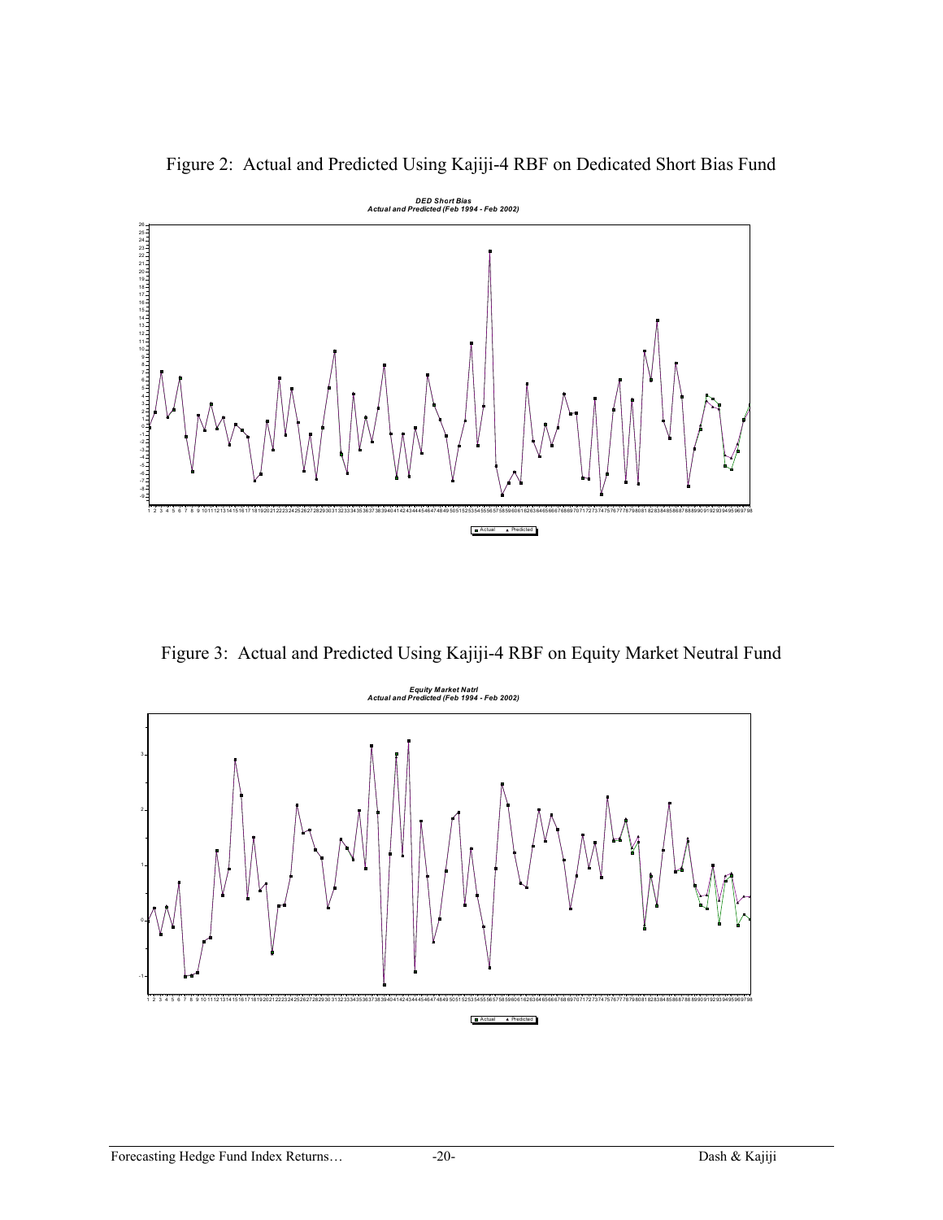Figure 2: Actual and Predicted Using Kajiji-4 RBF on Dedicated Short Bias Fund

Figure 3: Actual and Predicted Using Kajiji-4 RBF on Equity Market Neutral Fund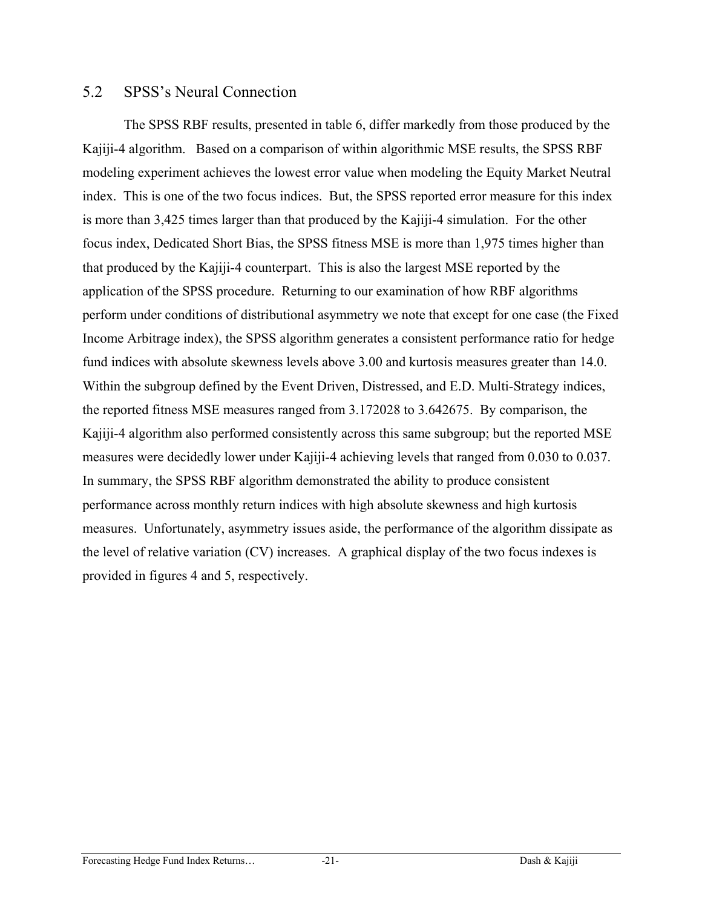## 5.2 SPSS's Neural Connection

The SPSS RBF results, presented in table 6, differ markedly from those produced by the Kajiji-4 algorithm. Based on a comparison of within algorithmic MSE results, the SPSS RBF modeling experiment achieves the lowest error value when modeling the Equity Market Neutral index. This is one of the two focus indices. But, the SPSS reported error measure for this index is more than 3,425 times larger than that produced by the Kajiji-4 simulation. For the other focus index, Dedicated Short Bias, the SPSS fitness MSE is more than 1,975 times higher than that produced by the Kajiji-4 counterpart. This is also the largest MSE reported by the application of the SPSS procedure. Returning to our examination of how RBF algorithms perform under conditions of distributional asymmetry we note that except for one case (the Fixed Income Arbitrage index), the SPSS algorithm generates a consistent performance ratio for hedge fund indices with absolute skewness levels above 3.00 and kurtosis measures greater than 14.0. Within the subgroup defined by the Event Driven, Distressed, and E.D. Multi-Strategy indices, the reported fitness MSE measures ranged from 3.172028 to 3.642675. By comparison, the Kajiji-4 algorithm also performed consistently across this same subgroup; but the reported MSE measures were decidedly lower under Kajiji-4 achieving levels that ranged from 0.030 to 0.037. In summary, the SPSS RBF algorithm demonstrated the ability to produce consistent performance across monthly return indices with high absolute skewness and high kurtosis measures. Unfortunately, asymmetry issues aside, the performance of the algorithm dissipate as the level of relative variation (CV) increases. A graphical display of the two focus indexes is provided in figures 4 and 5, respectively.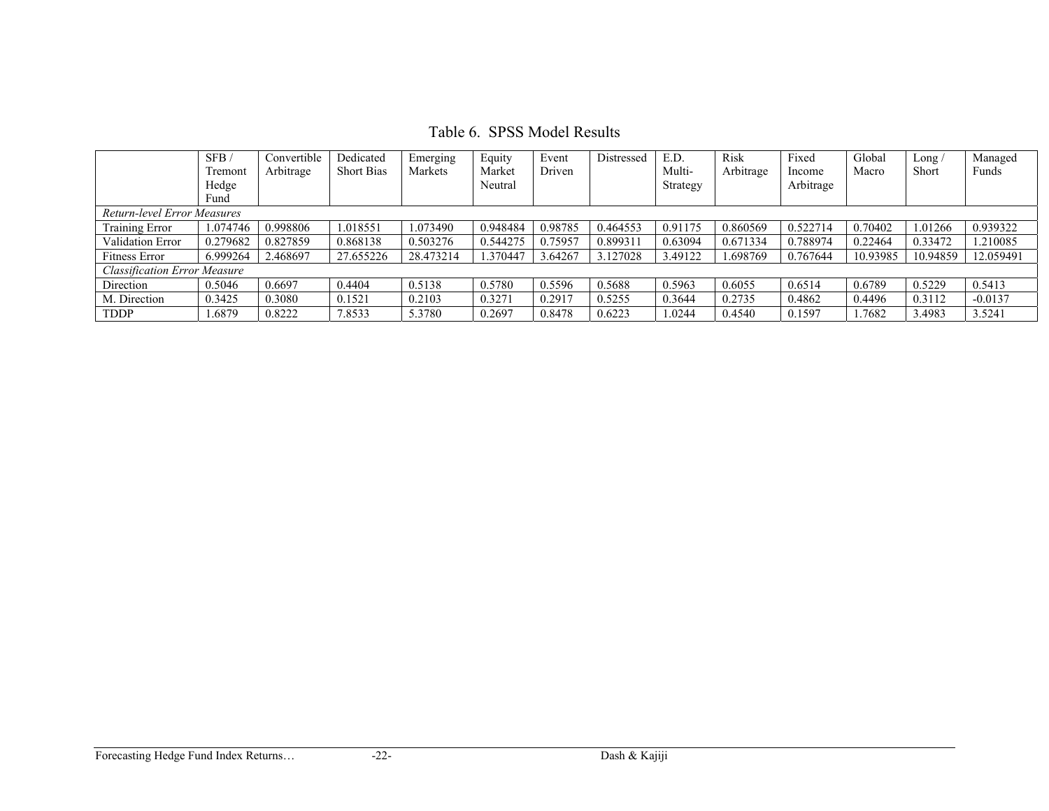Table 6. SPSS Model Results

| | SFB / Tremont Hedge Fund | Convertible Arbitrage | Dedicated Short Bias | Emerging Markets | Equity Market Neutral | Event Driven | Distressed | E.D. Multi-Strategy | Risk Arbitrage | Fixed Income Arbitrage | Global Macro | Long / Short | Managed Funds |
|---|---|---|---|---|---|---|---|---|---|---|---|---|---|
| *Return-level Error Measures* | | | | | | | | | | | | | |
| Training Error | 1.074746 | 0.998806 | 1.018551 | 1.073490 | 0.948484 | 0.98785 | 0.464553 | 0.91175 | 0.860569 | 0.522714 | 0.70402 | 1.01266 | 0.939322 |
| Validation Error | 0.279682 | 0.827859 | 0.868138 | 0.503276 | 0.544275 | 0.75957 | 0.899311 | 0.63094 | 0.671334 | 0.788974 | 0.22464 | 0.33472 | 1.210085 |
| Fitness Error | 6.999264 | 2.468697 | 27.655226 | 28.473214 | 1.370447 | 3.64267 | 3.127028 | 3.49122 | 1.698769 | 0.767644 | 10.93985 | 10.94859 | 12.059491 |
| *Classification Error Measure* | | | | | | | | | | | | | |
| Direction | 0.5046 | 0.6697 | 0.4404 | 0.5138 | 0.5780 | 0.5596 | 0.5688 | 0.5963 | 0.6055 | 0.6514 | 0.6789 | 0.5229 | 0.5413 |
| M. Direction | 0.3425 | 0.3080 | 0.1521 | 0.2103 | 0.3271 | 0.2917 | 0.5255 | 0.3644 | 0.2735 | 0.4862 | 0.4496 | 0.3112 | -0.0137 |
| TDDP | 1.6879 | 0.8222 | 7.8533 | 5.3780 | 0.2697 | 0.8478 | 0.6223 | 1.0244 | 0.4540 | 0.1597 | 1.7682 | 3.4983 | 3.5241 |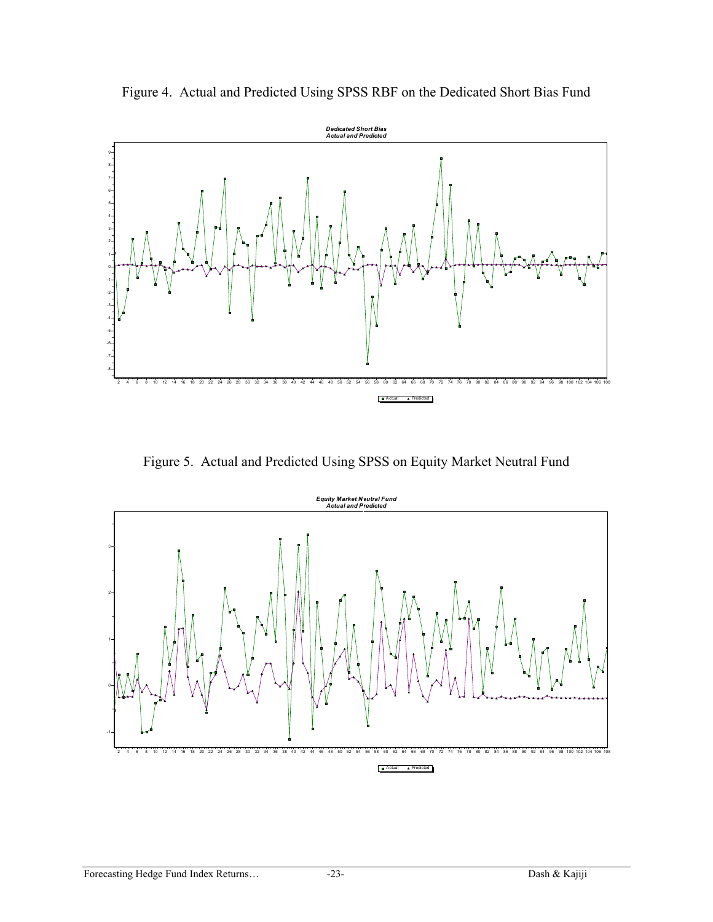Figure 4. Actual and Predicted Using SPSS RBF on the Dedicated Short Bias Fund

Figure 5. Actual and Predicted Using SPSS on Equity Market Neutral Fund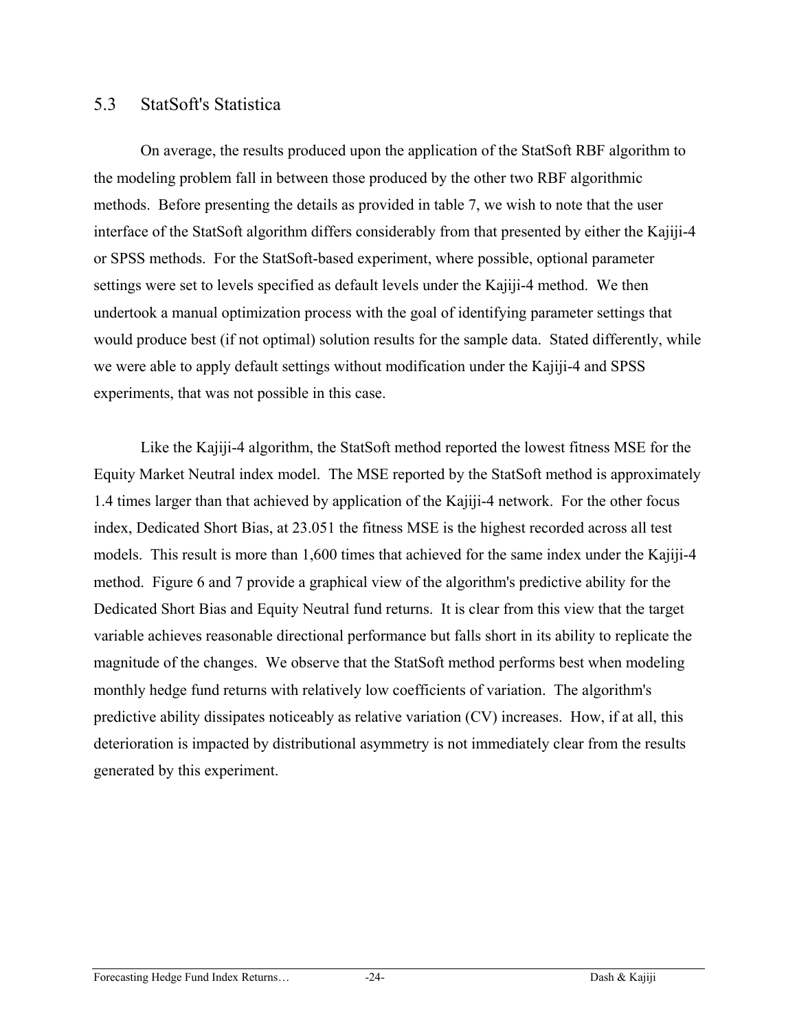## 5.3 StatSoft's Statistica

On average, the results produced upon the application of the StatSoft RBF algorithm to the modeling problem fall in between those produced by the other two RBF algorithmic methods. Before presenting the details as provided in table 7, we wish to note that the user interface of the StatSoft algorithm differs considerably from that presented by either the Kajiji-4 or SPSS methods. For the StatSoft-based experiment, where possible, optional parameter settings were set to levels specified as default levels under the Kajiji-4 method. We then undertook a manual optimization process with the goal of identifying parameter settings that would produce best (if not optimal) solution results for the sample data. Stated differently, while we were able to apply default settings without modification under the Kajiji-4 and SPSS experiments, that was not possible in this case.

Like the Kajiji-4 algorithm, the StatSoft method reported the lowest fitness MSE for the Equity Market Neutral index model. The MSE reported by the StatSoft method is approximately 1.4 times larger than that achieved by application of the Kajiji-4 network. For the other focus index, Dedicated Short Bias, at 23.051 the fitness MSE is the highest recorded across all test models. This result is more than 1,600 times that achieved for the same index under the Kajiji-4 method. Figure 6 and 7 provide a graphical view of the algorithm's predictive ability for the Dedicated Short Bias and Equity Neutral fund returns. It is clear from this view that the target variable achieves reasonable directional performance but falls short in its ability to replicate the magnitude of the changes. We observe that the StatSoft method performs best when modeling monthly hedge fund returns with relatively low coefficients of variation. The algorithm's predictive ability dissipates noticeably as relative variation (CV) increases. How, if at all, this deterioration is impacted by distributional asymmetry is not immediately clear from the results generated by this experiment.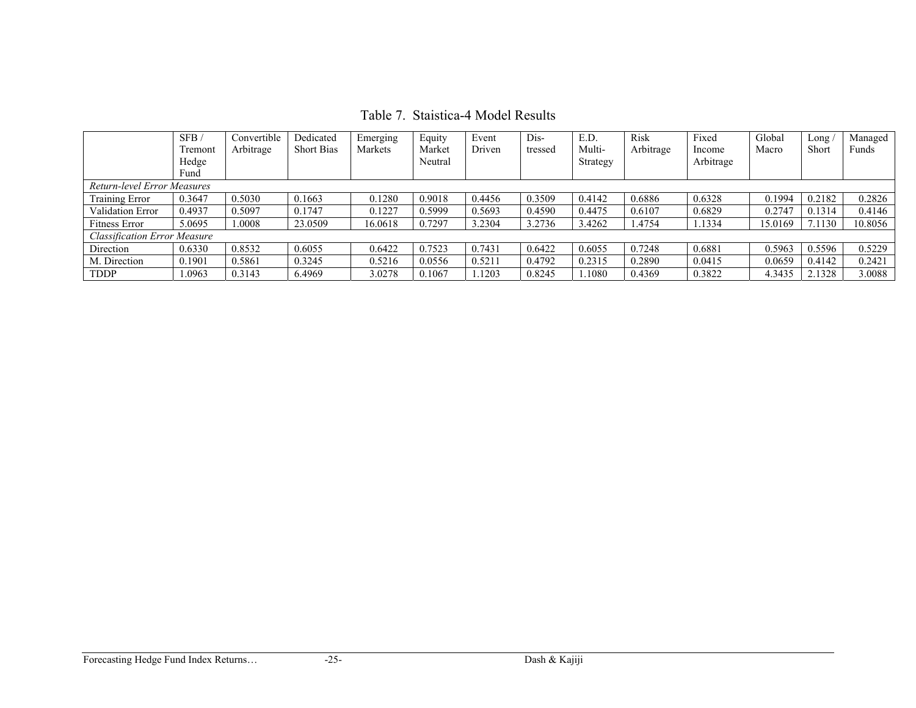Table 7. Staistica-4 Model Results

| | SFB / Tremont Hedge Fund | Convertible Arbitrage | Dedicated Short Bias | Emerging Markets | Equity Market Neutral | Event Driven | Dis-tressed | E.D. Multi-Strategy | Risk Arbitrage | Fixed Income Arbitrage | Global Macro | Long / Short | Managed Funds |
|---|---|---|---|---|---|---|---|---|---|---|---|---|---|
| *Return-level Error Measures* | | | | | | | | | | | | | |
| Training Error | 0.3647 | 0.5030 | 0.1663 | 0.1280 | 0.9018 | 0.4456 | 0.3509 | 0.4142 | 0.6886 | 0.6328 | 0.1994 | 0.2182 | 0.2826 |
| Validation Error | 0.4937 | 0.5097 | 0.1747 | 0.1227 | 0.5999 | 0.5693 | 0.4590 | 0.4475 | 0.6107 | 0.6829 | 0.2747 | 0.1314 | 0.4146 |
| Fitness Error | 5.0695 | 1.0008 | 23.0509 | 16.0618 | 0.7297 | 3.2304 | 3.2736 | 3.4262 | 1.4754 | 1.1334 | 15.0169 | 7.1130 | 10.8056 |
| *Classification Error Measure* | | | | | | | | | | | | | |
| Direction | 0.6330 | 0.8532 | 0.6055 | 0.6422 | 0.7523 | 0.7431 | 0.6422 | 0.6055 | 0.7248 | 0.6881 | 0.5963 | 0.5596 | 0.5229 |
| M. Direction | 0.1901 | 0.5861 | 0.3245 | 0.5216 | 0.0556 | 0.5211 | 0.4792 | 0.2315 | 0.2890 | 0.0415 | 0.0659 | 0.4142 | 0.2421 |
| TDDP | 1.0963 | 0.3143 | 6.4969 | 3.0278 | 0.1067 | 1.1203 | 0.8245 | 1.1080 | 0.4369 | 0.3822 | 4.3435 | 2.1328 | 3.0088 |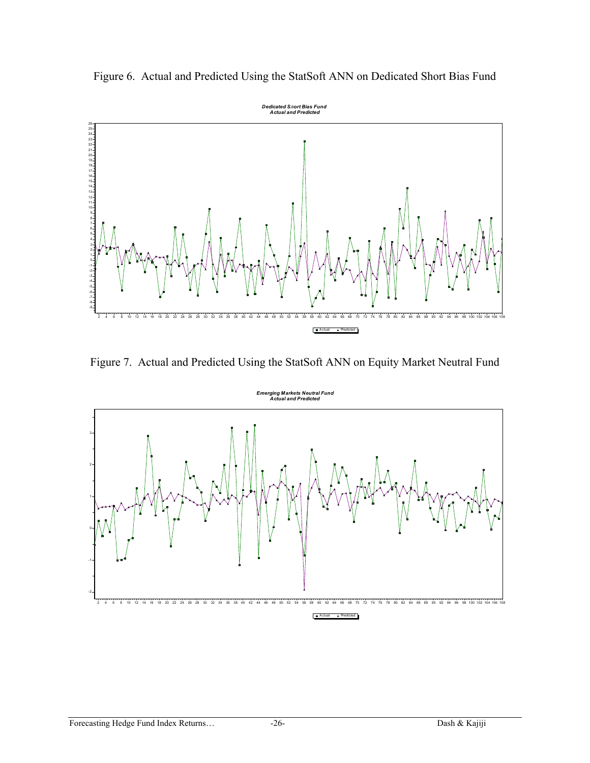Figure 6. Actual and Predicted Using the StatSoft ANN on Dedicated Short Bias Fund

Figure 7. Actual and Predicted Using the StatSoft ANN on Equity Market Neutral Fund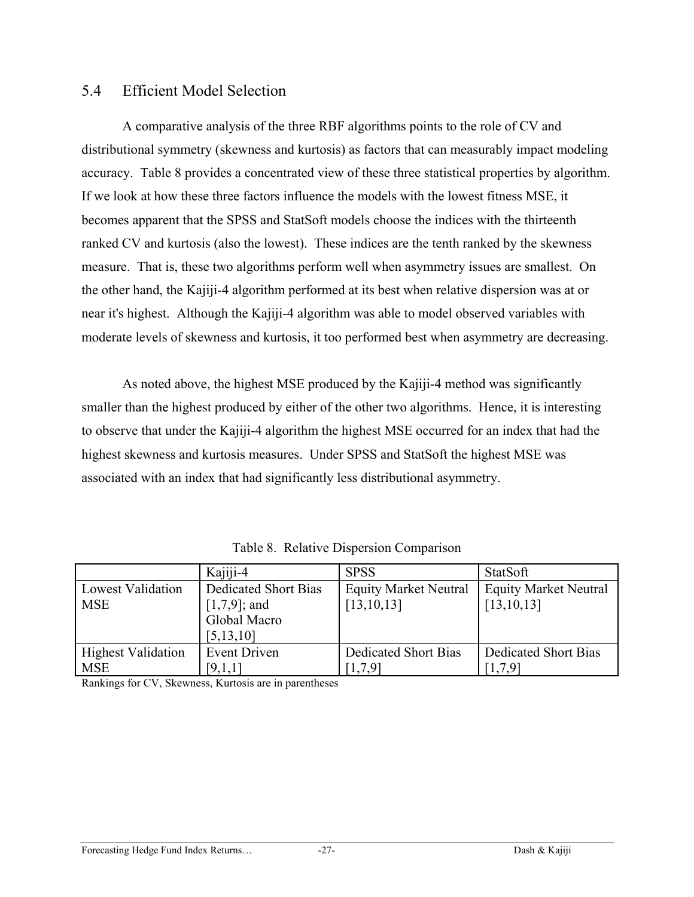## 5.4 Efficient Model Selection

A comparative analysis of the three RBF algorithms points to the role of CV and distributional symmetry (skewness and kurtosis) as factors that can measurably impact modeling accuracy. Table 8 provides a concentrated view of these three statistical properties by algorithm. If we look at how these three factors influence the models with the lowest fitness MSE, it becomes apparent that the SPSS and StatSoft models choose the indices with the thirteenth ranked CV and kurtosis (also the lowest). These indices are the tenth ranked by the skewness measure. That is, these two algorithms perform well when asymmetry issues are smallest. On the other hand, the Kajiji-4 algorithm performed at its best when relative dispersion was at or near it's highest. Although the Kajiji-4 algorithm was able to model observed variables with moderate levels of skewness and kurtosis, it too performed best when asymmetry are decreasing.

As noted above, the highest MSE produced by the Kajiji-4 method was significantly smaller than the highest produced by either of the other two algorithms. Hence, it is interesting to observe that under the Kajiji-4 algorithm the highest MSE occurred for an index that had the highest skewness and kurtosis measures. Under SPSS and StatSoft the highest MSE was associated with an index that had significantly less distributional asymmetry.

Table 8. Relative Dispersion Comparison

| | Kajiji-4 | SPSS | StatSoft |
|---|---|---|---|
| Lowest Validation MSE | Dedicated Short Bias [1,7,9]; and Global Macro [5,13,10] | Equity Market Neutral [13,10,13] | Equity Market Neutral [13,10,13] |
| Highest Validation MSE | Event Driven [9,1,1] | Dedicated Short Bias [1,7,9] | Dedicated Short Bias [1,7,9] |

Rankings for CV, Skewness, Kurtosis are in parentheses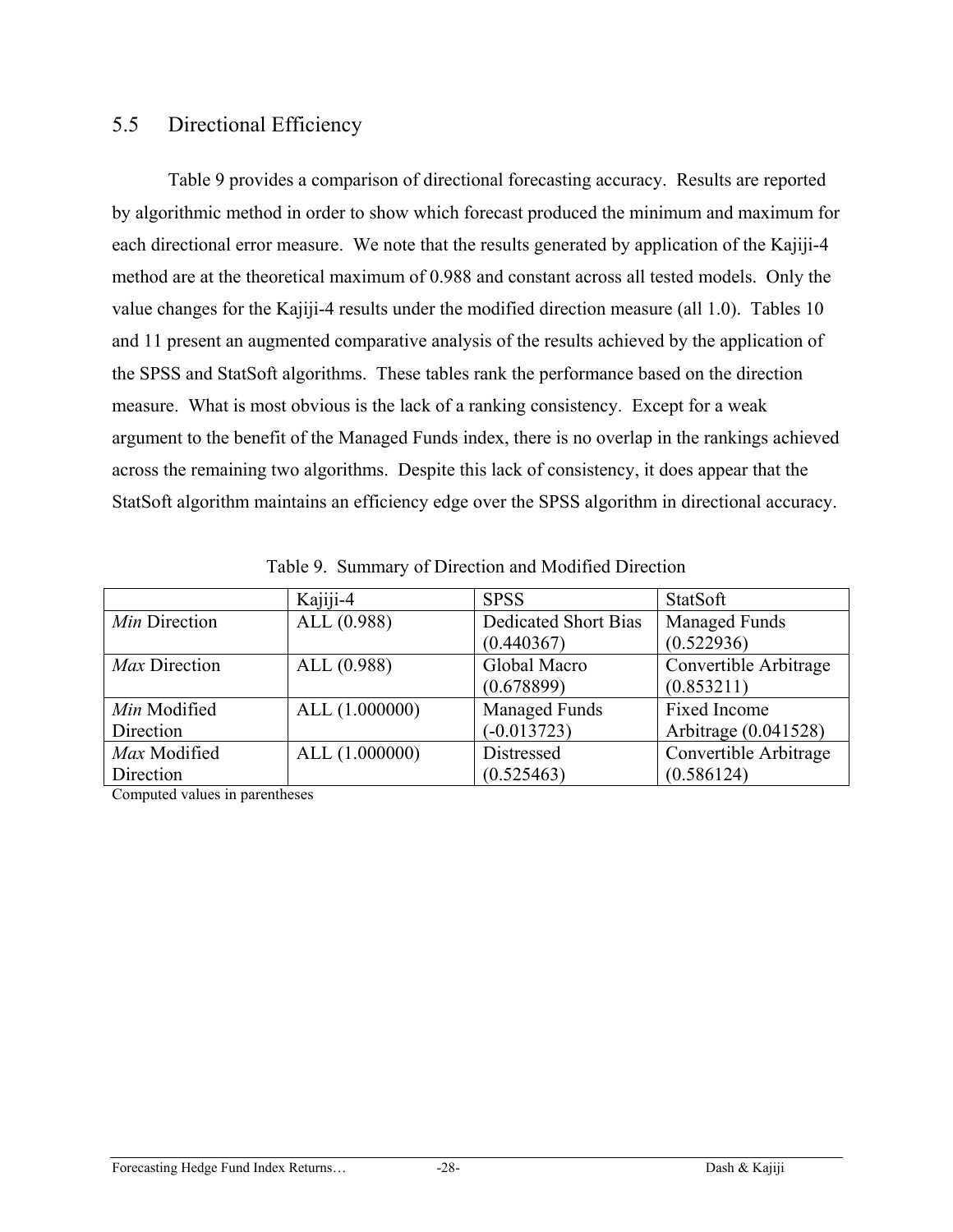## 5.5 Directional Efficiency

Table 9 provides a comparison of directional forecasting accuracy. Results are reported by algorithmic method in order to show which forecast produced the minimum and maximum for each directional error measure. We note that the results generated by application of the Kajiji-4 method are at the theoretical maximum of 0.988 and constant across all tested models. Only the value changes for the Kajiji-4 results under the modified direction measure (all 1.0). Tables 10 and 11 present an augmented comparative analysis of the results achieved by the application of the SPSS and StatSoft algorithms. These tables rank the performance based on the direction measure. What is most obvious is the lack of a ranking consistency. Except for a weak argument to the benefit of the Managed Funds index, there is no overlap in the rankings achieved across the remaining two algorithms. Despite this lack of consistency, it does appear that the StatSoft algorithm maintains an efficiency edge over the SPSS algorithm in directional accuracy.

Table 9. Summary of Direction and Modified Direction

| | Kajiji-4 | SPSS | StatSoft |
|---|---|---|---|
| *Min* Direction | ALL (0.988) | Dedicated Short Bias (0.440367) | Managed Funds (0.522936) |
| *Max* Direction | ALL (0.988) | Global Macro (0.678899) | Convertible Arbitrage (0.853211) |
| *Min* Modified Direction | ALL (1.000000) | Managed Funds (-0.013723) | Fixed Income Arbitrage (0.041528) |
| *Max* Modified Direction | ALL (1.000000) | Distressed (0.525463) | Convertible Arbitrage (0.586124) |

Computed values in parentheses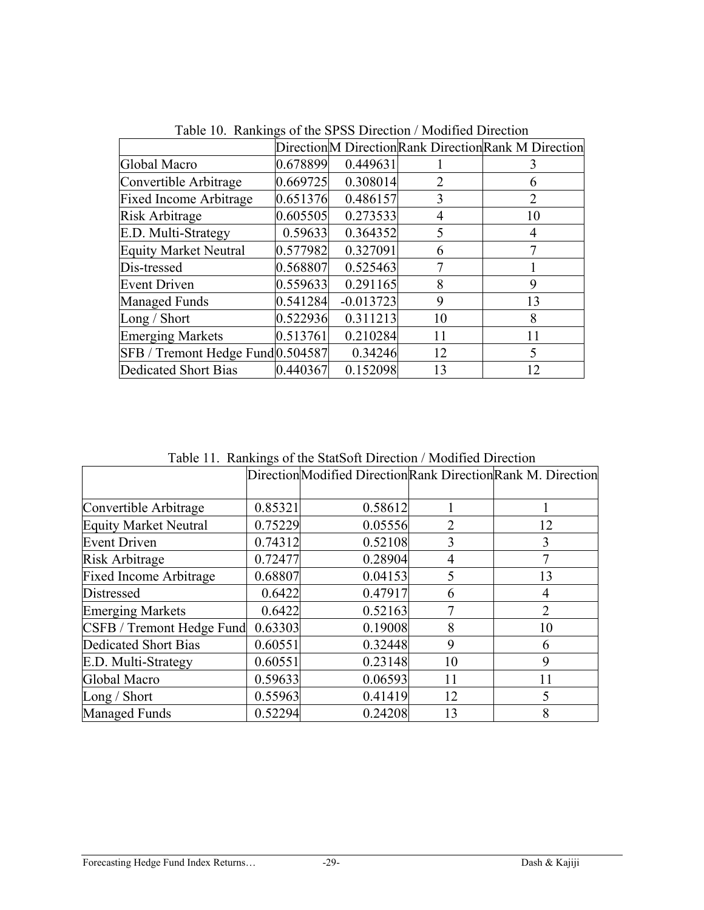Table 10. Rankings of the SPSS Direction / Modified Direction

| | Direction | M Direction | Rank Direction | Rank M Direction |
|---|---|---|---|---|
| Global Macro | 0.678899 | 0.449631 | 1 | 3 |
| Convertible Arbitrage | 0.669725 | 0.308014 | 2 | 6 |
| Fixed Income Arbitrage | 0.651376 | 0.486157 | 3 | 2 |
| Risk Arbitrage | 0.605505 | 0.273533 | 4 | 10 |
| E.D. Multi-Strategy | 0.59633 | 0.364352 | 5 | 4 |
| Equity Market Neutral | 0.577982 | 0.327091 | 6 | 7 |
| Dis-tressed | 0.568807 | 0.525463 | 7 | 1 |
| Event Driven | 0.559633 | 0.291165 | 8 | 9 |
| Managed Funds | 0.541284 | -0.013723 | 9 | 13 |
| Long / Short | 0.522936 | 0.311213 | 10 | 8 |
| Emerging Markets | 0.513761 | 0.210284 | 11 | 11 |
| SFB / Tremont Hedge Fund | 0.504587 | 0.34246 | 12 | 5 |
| Dedicated Short Bias | 0.440367 | 0.152098 | 13 | 12 |

Table 11. Rankings of the StatSoft Direction / Modified Direction

| | Direction | Modified Direction | Rank Direction | Rank M. Direction |
|---|---|---|---|---|
| Convertible Arbitrage | 0.85321 | 0.58612 | 1 | 1 |
| Equity Market Neutral | 0.75229 | 0.05556 | 2 | 12 |
| Event Driven | 0.74312 | 0.52108 | 3 | 3 |
| Risk Arbitrage | 0.72477 | 0.28904 | 4 | 7 |
| Fixed Income Arbitrage | 0.68807 | 0.04153 | 5 | 13 |
| Distressed | 0.6422 | 0.47917 | 6 | 4 |
| Emerging Markets | 0.6422 | 0.52163 | 7 | 2 |
| CSFB / Tremont Hedge Fund | 0.63303 | 0.19008 | 8 | 10 |
| Dedicated Short Bias | 0.60551 | 0.32448 | 9 | 6 |
| E.D. Multi-Strategy | 0.60551 | 0.23148 | 10 | 9 |
| Global Macro | 0.59633 | 0.06593 | 11 | 11 |
| Long / Short | 0.55963 | 0.41419 | 12 | 5 |
| Managed Funds | 0.52294 | 0.24208 | 13 | 8 |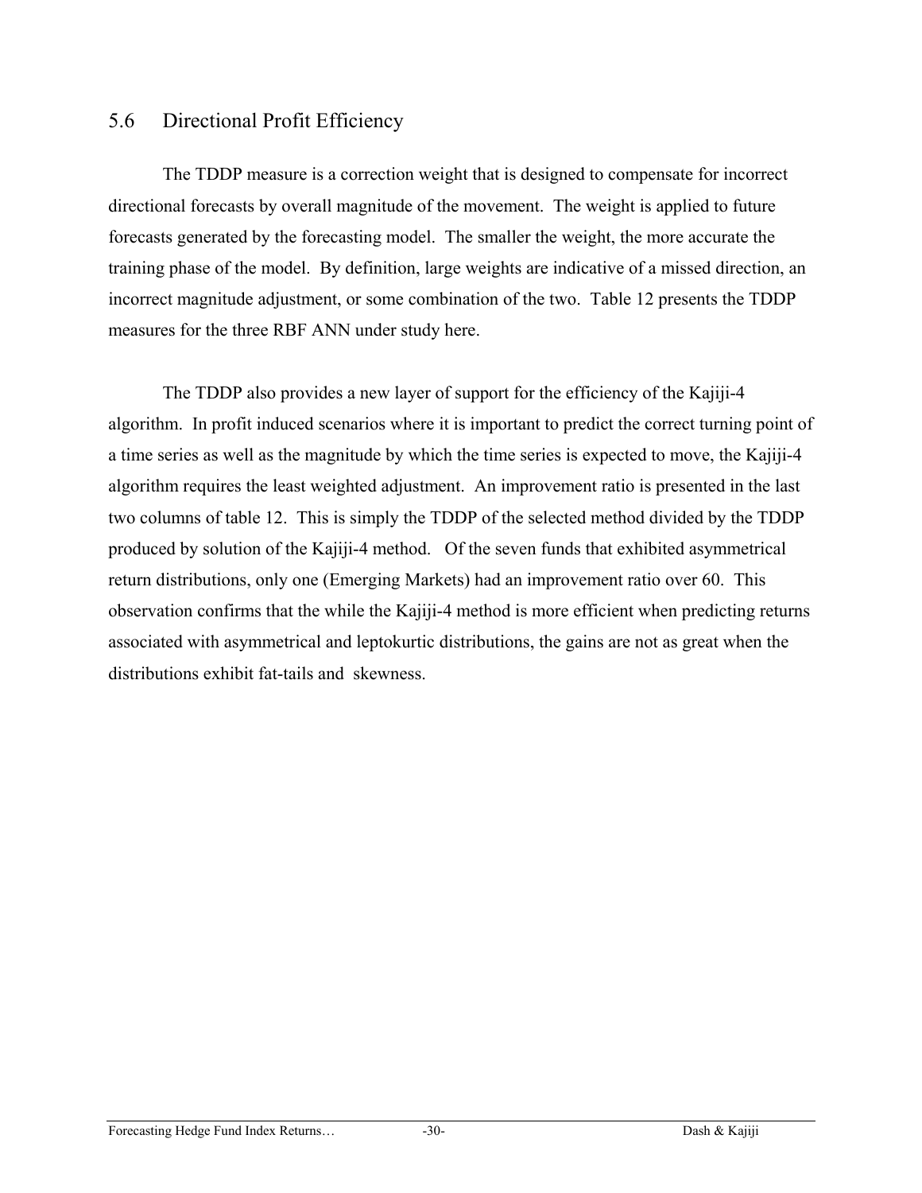## 5.6 Directional Profit Efficiency

The TDDP measure is a correction weight that is designed to compensate for incorrect directional forecasts by overall magnitude of the movement. The weight is applied to future forecasts generated by the forecasting model. The smaller the weight, the more accurate the training phase of the model. By definition, large weights are indicative of a missed direction, an incorrect magnitude adjustment, or some combination of the two. Table 12 presents the TDDP measures for the three RBF ANN under study here.

The TDDP also provides a new layer of support for the efficiency of the Kajiji-4 algorithm. In profit induced scenarios where it is important to predict the correct turning point of a time series as well as the magnitude by which the time series is expected to move, the Kajiji-4 algorithm requires the least weighted adjustment. An improvement ratio is presented in the last two columns of table 12. This is simply the TDDP of the selected method divided by the TDDP produced by solution of the Kajiji-4 method. Of the seven funds that exhibited asymmetrical return distributions, only one (Emerging Markets) had an improvement ratio over 60. This observation confirms that the while the Kajiji-4 method is more efficient when predicting returns associated with asymmetrical and leptokurtic distributions, the gains are not as great when the distributions exhibit fat-tails and skewness.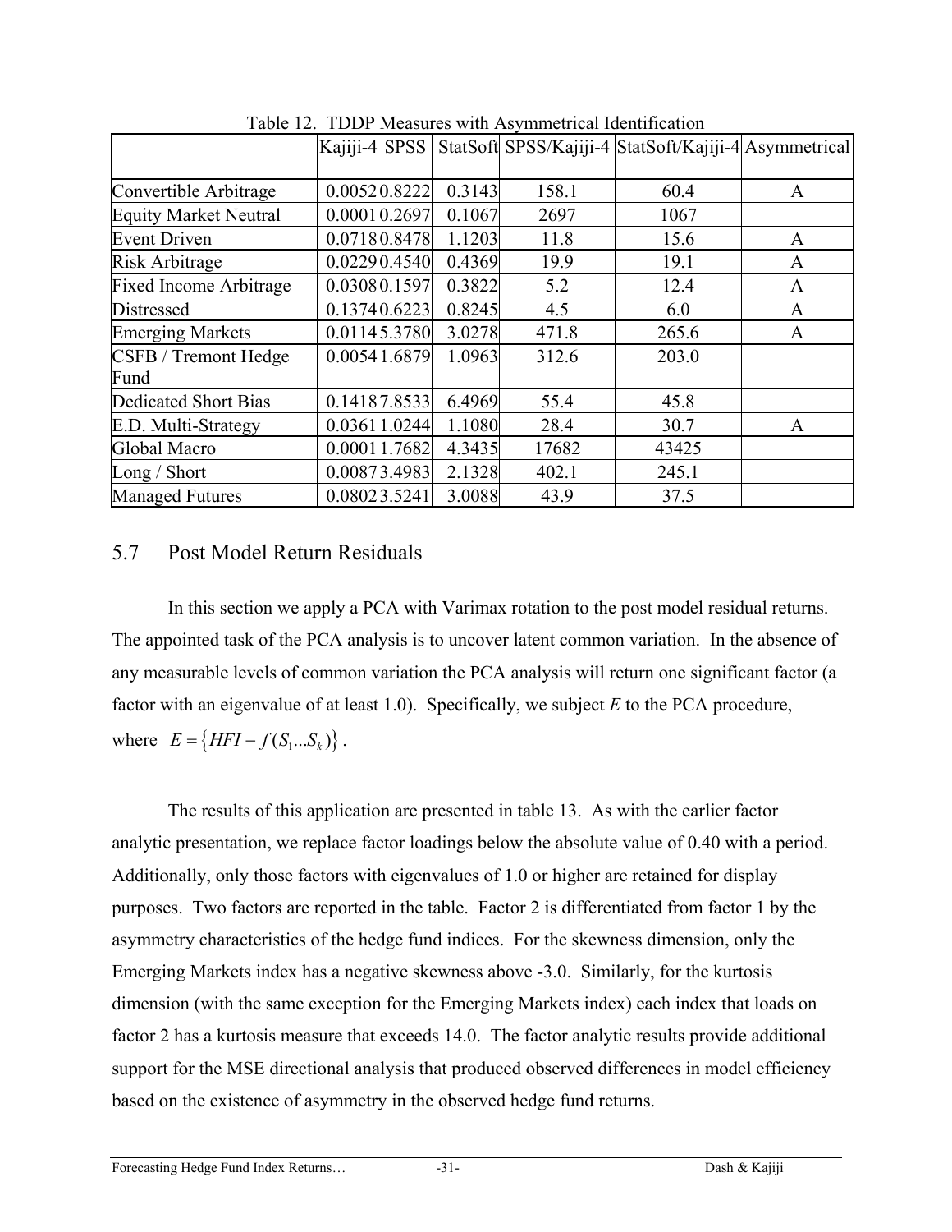Table 12. TDDP Measures with Asymmetrical Identification

| | Kajiji-4 | SPSS | StatSoft | SPSS/Kajiji-4 | StatSoft/Kajiji-4 | Asymmetrical |
|---|---|---|---|---|---|---|
| Convertible Arbitrage | 0.0052 | 0.8222 | 0.3143 | 158.1 | 60.4 | A |
| Equity Market Neutral | 0.0001 | 0.2697 | 0.1067 | 2697 | 1067 | |
| Event Driven | 0.0718 | 0.8478 | 1.1203 | 11.8 | 15.6 | A |
| Risk Arbitrage | 0.0229 | 0.4540 | 0.4369 | 19.9 | 19.1 | A |
| Fixed Income Arbitrage | 0.0308 | 0.1597 | 0.3822 | 5.2 | 12.4 | A |
| Distressed | 0.1374 | 0.6223 | 0.8245 | 4.5 | 6.0 | A |
| Emerging Markets | 0.0114 | 5.3780 | 3.0278 | 471.8 | 265.6 | A |
| CSFB / Tremont Hedge Fund | 0.0054 | 1.6879 | 1.0963 | 312.6 | 203.0 | |
| Dedicated Short Bias | 0.1418 | 7.8533 | 6.4969 | 55.4 | 45.8 | |
| E.D. Multi-Strategy | 0.0361 | 1.0244 | 1.1080 | 28.4 | 30.7 | A |
| Global Macro | 0.0001 | 1.7682 | 4.3435 | 17682 | 43425 | |
| Long / Short | 0.0087 | 3.4983 | 2.1328 | 402.1 | 245.1 | |
| Managed Futures | 0.0802 | 3.5241 | 3.0088 | 43.9 | 37.5 | |

## 5.7 Post Model Return Residuals

In this section we apply a PCA with Varimax rotation to the post model residual returns. The appointed task of the PCA analysis is to uncover latent common variation. In the absence of any measurable levels of common variation the PCA analysis will return one significant factor (a factor with an eigenvalue of at least 1.0). Specifically, we subject $E$ to the PCA procedure, where $E = \{HFI - f(S_1 \ldots S_k)\}$.

The results of this application are presented in table 13. As with the earlier factor analytic presentation, we replace factor loadings below the absolute value of 0.40 with a period. Additionally, only those factors with eigenvalues of 1.0 or higher are retained for display purposes. Two factors are reported in the table. Factor 2 is differentiated from factor 1 by the asymmetry characteristics of the hedge fund indices. For the skewness dimension, only the Emerging Markets index has a negative skewness above -3.0. Similarly, for the kurtosis dimension (with the same exception for the Emerging Markets index) each index that loads on factor 2 has a kurtosis measure that exceeds 14.0. The factor analytic results provide additional support for the MSE directional analysis that produced observed differences in model efficiency based on the existence of asymmetry in the observed hedge fund returns.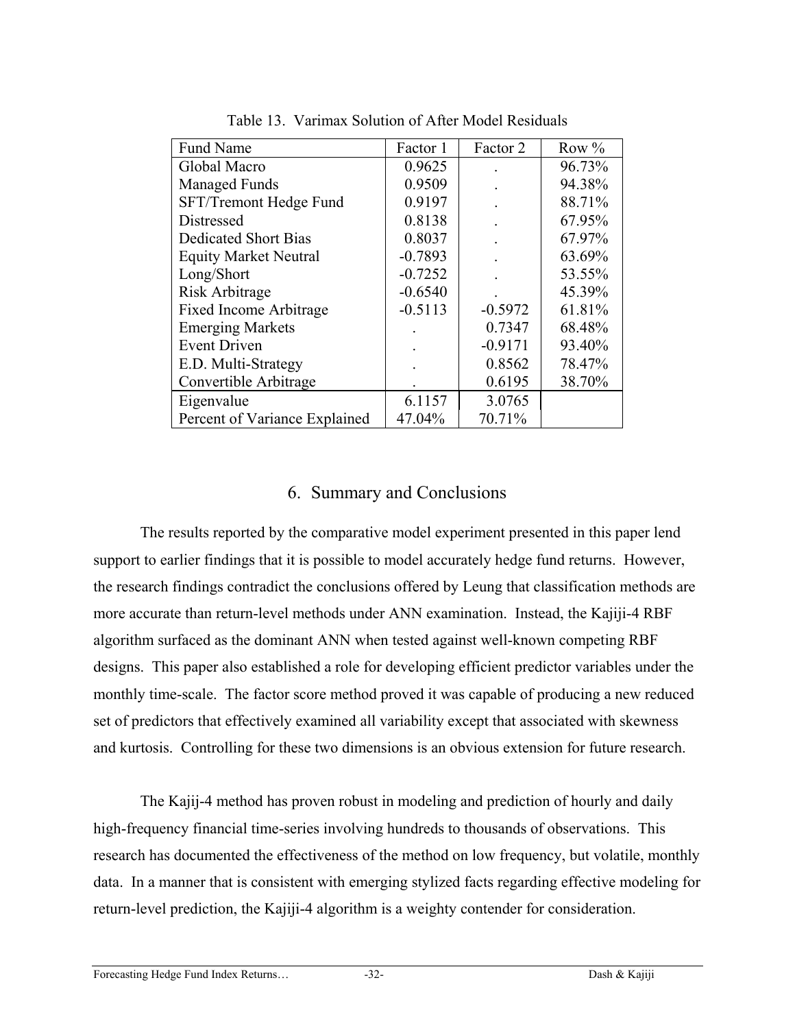Table 13. Varimax Solution of After Model Residuals

| Fund Name | Factor 1 | Factor 2 | Row % |
|---|---|---|---|
| Global Macro | 0.9625 | . | 96.73% |
| Managed Funds | 0.9509 | . | 94.38% |
| SFT/Tremont Hedge Fund | 0.9197 | . | 88.71% |
| Distressed | 0.8138 | . | 67.95% |
| Dedicated Short Bias | 0.8037 | . | 67.97% |
| Equity Market Neutral | -0.7893 | . | 63.69% |
| Long/Short | -0.7252 | . | 53.55% |
| Risk Arbitrage | -0.6540 | . | 45.39% |
| Fixed Income Arbitrage | -0.5113 | -0.5972 | 61.81% |
| Emerging Markets | . | 0.7347 | 68.48% |
| Event Driven | . | -0.9171 | 93.40% |
| E.D. Multi-Strategy | . | 0.8562 | 78.47% |
| Convertible Arbitrage | . | 0.6195 | 38.70% |
| Eigenvalue | 6.1157 | 3.0765 | |
| Percent of Variance Explained | 47.04% | 70.71% | |

## 6. Summary and Conclusions

The results reported by the comparative model experiment presented in this paper lend support to earlier findings that it is possible to model accurately hedge fund returns. However, the research findings contradict the conclusions offered by Leung that classification methods are more accurate than return-level methods under ANN examination. Instead, the Kajiji-4 RBF algorithm surfaced as the dominant ANN when tested against well-known competing RBF designs. This paper also established a role for developing efficient predictor variables under the monthly time-scale. The factor score method proved it was capable of producing a new reduced set of predictors that effectively examined all variability except that associated with skewness and kurtosis. Controlling for these two dimensions is an obvious extension for future research.

The Kajij-4 method has proven robust in modeling and prediction of hourly and daily high-frequency financial time-series involving hundreds to thousands of observations. This research has documented the effectiveness of the method on low frequency, but volatile, monthly data. In a manner that is consistent with emerging stylized facts regarding effective modeling for return-level prediction, the Kajiji-4 algorithm is a weighty contender for consideration.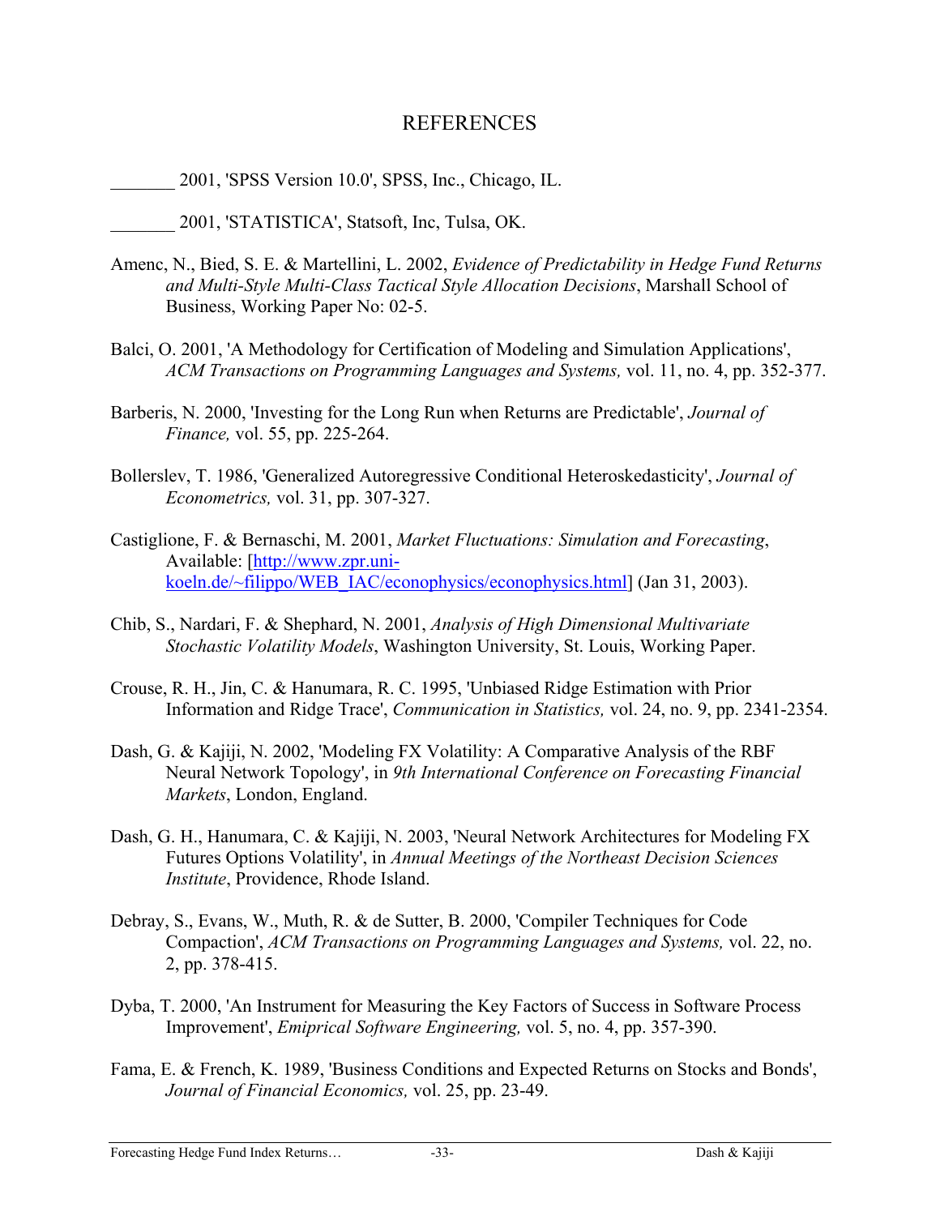# REFERENCES

_______ 2001, 'SPSS Version 10.0', SPSS, Inc., Chicago, IL.

_______ 2001, 'STATISTICA', Statsoft, Inc, Tulsa, OK.

Amenc, N., Bied, S. E. & Martellini, L. 2002, *Evidence of Predictability in Hedge Fund Returns and Multi-Style Multi-Class Tactical Style Allocation Decisions*, Marshall School of Business, Working Paper No: 02-5.

Balci, O. 2001, 'A Methodology for Certification of Modeling and Simulation Applications', *ACM Transactions on Programming Languages and Systems,* vol. 11, no. 4, pp. 352-377.

Barberis, N. 2000, 'Investing for the Long Run when Returns are Predictable', *Journal of Finance,* vol. 55, pp. 225-264.

Bollerslev, T. 1986, 'Generalized Autoregressive Conditional Heteroskedasticity', *Journal of Econometrics,* vol. 31, pp. 307-327.

Castiglione, F. & Bernaschi, M. 2001, *Market Fluctuations: Simulation and Forecasting*, Available: [http://www.zpr.uni-koeln.de/~filippo/WEB_IAC/econophysics/econophysics.html] (Jan 31, 2003).

Chib, S., Nardari, F. & Shephard, N. 2001, *Analysis of High Dimensional Multivariate Stochastic Volatility Models*, Washington University, St. Louis, Working Paper.

Crouse, R. H., Jin, C. & Hanumara, R. C. 1995, 'Unbiased Ridge Estimation with Prior Information and Ridge Trace', *Communication in Statistics,* vol. 24, no. 9, pp. 2341-2354.

Dash, G. & Kajiji, N. 2002, 'Modeling FX Volatility: A Comparative Analysis of the RBF Neural Network Topology', in *9th International Conference on Forecasting Financial Markets*, London, England.

Dash, G. H., Hanumara, C. & Kajiji, N. 2003, 'Neural Network Architectures for Modeling FX Futures Options Volatility', in *Annual Meetings of the Northeast Decision Sciences Institute*, Providence, Rhode Island.

Debray, S., Evans, W., Muth, R. & de Sutter, B. 2000, 'Compiler Techniques for Code Compaction', *ACM Transactions on Programming Languages and Systems,* vol. 22, no. 2, pp. 378-415.

Dyba, T. 2000, 'An Instrument for Measuring the Key Factors of Success in Software Process Improvement', *Emiprical Software Engineering,* vol. 5, no. 4, pp. 357-390.

Fama, E. & French, K. 1989, 'Business Conditions and Expected Returns on Stocks and Bonds', *Journal of Financial Economics,* vol. 25, pp. 23-49.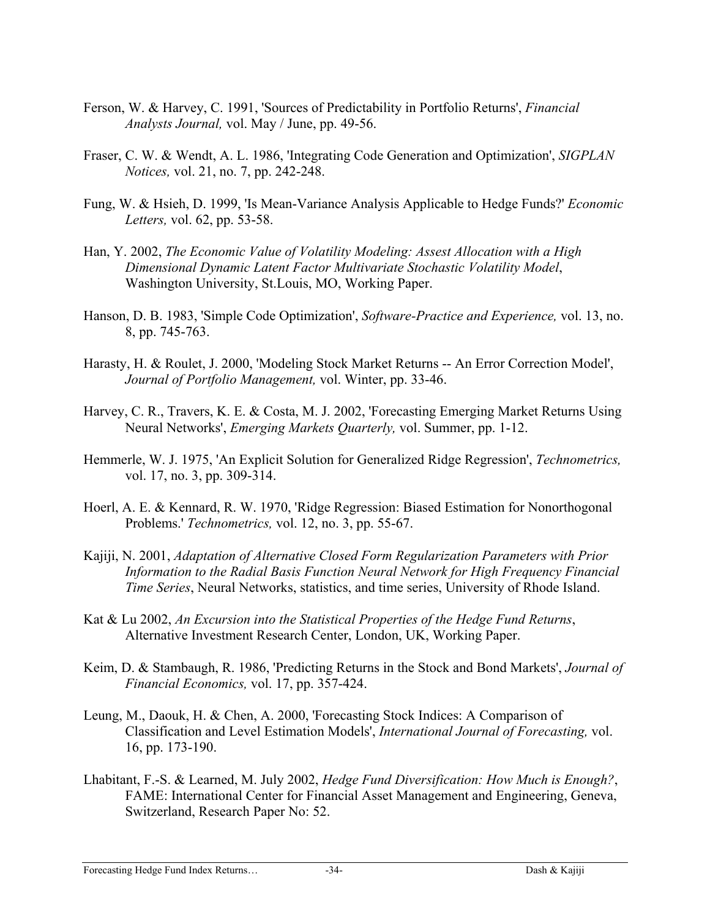Ferson, W. & Harvey, C. 1991, 'Sources of Predictability in Portfolio Returns', *Financial Analysts Journal,* vol. May / June, pp. 49-56.

Fraser, C. W. & Wendt, A. L. 1986, 'Integrating Code Generation and Optimization', *SIGPLAN Notices,* vol. 21, no. 7, pp. 242-248.

Fung, W. & Hsieh, D. 1999, 'Is Mean-Variance Analysis Applicable to Hedge Funds?' *Economic Letters,* vol. 62, pp. 53-58.

Han, Y. 2002, *The Economic Value of Volatility Modeling: Assest Allocation with a High Dimensional Dynamic Latent Factor Multivariate Stochastic Volatility Model*, Washington University, St.Louis, MO, Working Paper.

Hanson, D. B. 1983, 'Simple Code Optimization', *Software-Practice and Experience,* vol. 13, no. 8, pp. 745-763.

Harasty, H. & Roulet, J. 2000, 'Modeling Stock Market Returns -- An Error Correction Model', *Journal of Portfolio Management,* vol. Winter, pp. 33-46.

Harvey, C. R., Travers, K. E. & Costa, M. J. 2002, 'Forecasting Emerging Market Returns Using Neural Networks', *Emerging Markets Quarterly,* vol. Summer, pp. 1-12.

Hemmerle, W. J. 1975, 'An Explicit Solution for Generalized Ridge Regression', *Technometrics,* vol. 17, no. 3, pp. 309-314.

Hoerl, A. E. & Kennard, R. W. 1970, 'Ridge Regression: Biased Estimation for Nonorthogonal Problems.' *Technometrics,* vol. 12, no. 3, pp. 55-67.

Kajiji, N. 2001, *Adaptation of Alternative Closed Form Regularization Parameters with Prior Information to the Radial Basis Function Neural Network for High Frequency Financial Time Series*, Neural Networks, statistics, and time series, University of Rhode Island.

Kat & Lu 2002, *An Excursion into the Statistical Properties of the Hedge Fund Returns*, Alternative Investment Research Center, London, UK, Working Paper.

Keim, D. & Stambaugh, R. 1986, 'Predicting Returns in the Stock and Bond Markets', *Journal of Financial Economics,* vol. 17, pp. 357-424.

Leung, M., Daouk, H. & Chen, A. 2000, 'Forecasting Stock Indices: A Comparison of Classification and Level Estimation Models', *International Journal of Forecasting,* vol. 16, pp. 173-190.

Lhabitant, F.-S. & Learned, M. July 2002, *Hedge Fund Diversification: How Much is Enough?*, FAME: International Center for Financial Asset Management and Engineering, Geneva, Switzerland, Research Paper No: 52.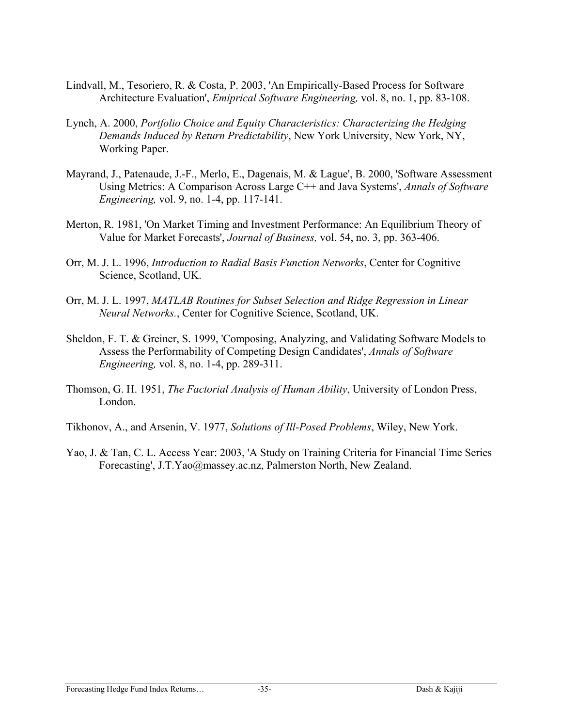Lindvall, M., Tesoriero, R. & Costa, P. 2003, 'An Empirically-Based Process for Software Architecture Evaluation', *Emiprical Software Engineering,* vol. 8, no. 1, pp. 83-108.

Lynch, A. 2000, *Portfolio Choice and Equity Characteristics: Characterizing the Hedging Demands Induced by Return Predictability*, New York University, New York, NY, Working Paper.

Mayrand, J., Patenaude, J.-F., Merlo, E., Dagenais, M. & Lague', B. 2000, 'Software Assessment Using Metrics: A Comparison Across Large C++ and Java Systems', *Annals of Software Engineering,* vol. 9, no. 1-4, pp. 117-141.

Merton, R. 1981, 'On Market Timing and Investment Performance: An Equilibrium Theory of Value for Market Forecasts', *Journal of Business,* vol. 54, no. 3, pp. 363-406.

Orr, M. J. L. 1996, *Introduction to Radial Basis Function Networks*, Center for Cognitive Science, Scotland, UK.

Orr, M. J. L. 1997, *MATLAB Routines for Subset Selection and Ridge Regression in Linear Neural Networks.*, Center for Cognitive Science, Scotland, UK.

Sheldon, F. T. & Greiner, S. 1999, 'Composing, Analyzing, and Validating Software Models to Assess the Performability of Competing Design Candidates', *Annals of Software Engineering,* vol. 8, no. 1-4, pp. 289-311.

Thomson, G. H. 1951, *The Factorial Analysis of Human Ability*, University of London Press, London.

Tikhonov, A., and Arsenin, V. 1977, *Solutions of Ill-Posed Problems*, Wiley, New York.

Yao, J. & Tan, C. L. Access Year: 2003, 'A Study on Training Criteria for Financial Time Series Forecasting', J.T.Yao@massey.ac.nz, Palmerston North, New Zealand.